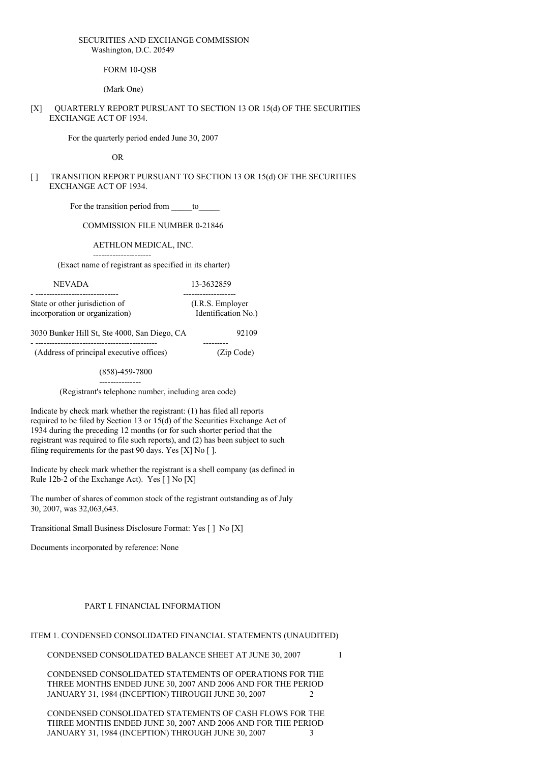SECURITIES AND EXCHANGE COMMISSION
Washington, D.C. 20549

FORM 10-QSB

(Mark One)

[X] QUARTERLY REPORT PURSUANT TO SECTION 13 OR 15(d) OF THE SECURITIES EXCHANGE ACT OF 1934.

For the quarterly period ended June 30, 2007

OR

[ ] TRANSITION REPORT PURSUANT TO SECTION 13 OR 15(d) OF THE SECURITIES EXCHANGE ACT OF 1934.

For the transition period from _____to_____

COMMISSION FILE NUMBER 0-21846

AETHLON MEDICAL, INC.

(Exact name of registrant as specified in its charter)

| NEVADA | 13-3632859 |
|---|---|
| State or other jurisdiction of incorporation or organization) | (I.R.S. Employer Identification No.) |

| 3030 Bunker Hill St, Ste 4000, San Diego, CA | 92109 |
|---|---|
| (Address of principal executive offices) | (Zip Code) |

(858)-459-7800

(Registrant's telephone number, including area code)

Indicate by check mark whether the registrant: (1) has filed all reports required to be filed by Section 13 or 15(d) of the Securities Exchange Act of 1934 during the preceding 12 months (or for such shorter period that the registrant was required to file such reports), and (2) has been subject to such filing requirements for the past 90 days. Yes [X] No [ ].

Indicate by check mark whether the registrant is a shell company (as defined in Rule 12b-2 of the Exchange Act). Yes [ ] No [X]

The number of shares of common stock of the registrant outstanding as of July 30, 2007, was 32,063,643.

Transitional Small Business Disclosure Format: Yes [ ] No [X]

Documents incorporated by reference: None

PART I. FINANCIAL INFORMATION

ITEM 1. CONDENSED CONSOLIDATED FINANCIAL STATEMENTS (UNAUDITED)

| | |
|---|---|
| CONDENSED CONSOLIDATED BALANCE SHEET AT JUNE 30, 2007 | 1 |
| CONDENSED CONSOLIDATED STATEMENTS OF OPERATIONS FOR THE THREE MONTHS ENDED JUNE 30, 2007 AND 2006 AND FOR THE PERIOD JANUARY 31, 1984 (INCEPTION) THROUGH JUNE 30, 2007 | 2 |
| CONDENSED CONSOLIDATED STATEMENTS OF CASH FLOWS FOR THE THREE MONTHS ENDED JUNE 30, 2007 AND 2006 AND FOR THE PERIOD JANUARY 31, 1984 (INCEPTION) THROUGH JUNE 30, 2007 | 3 |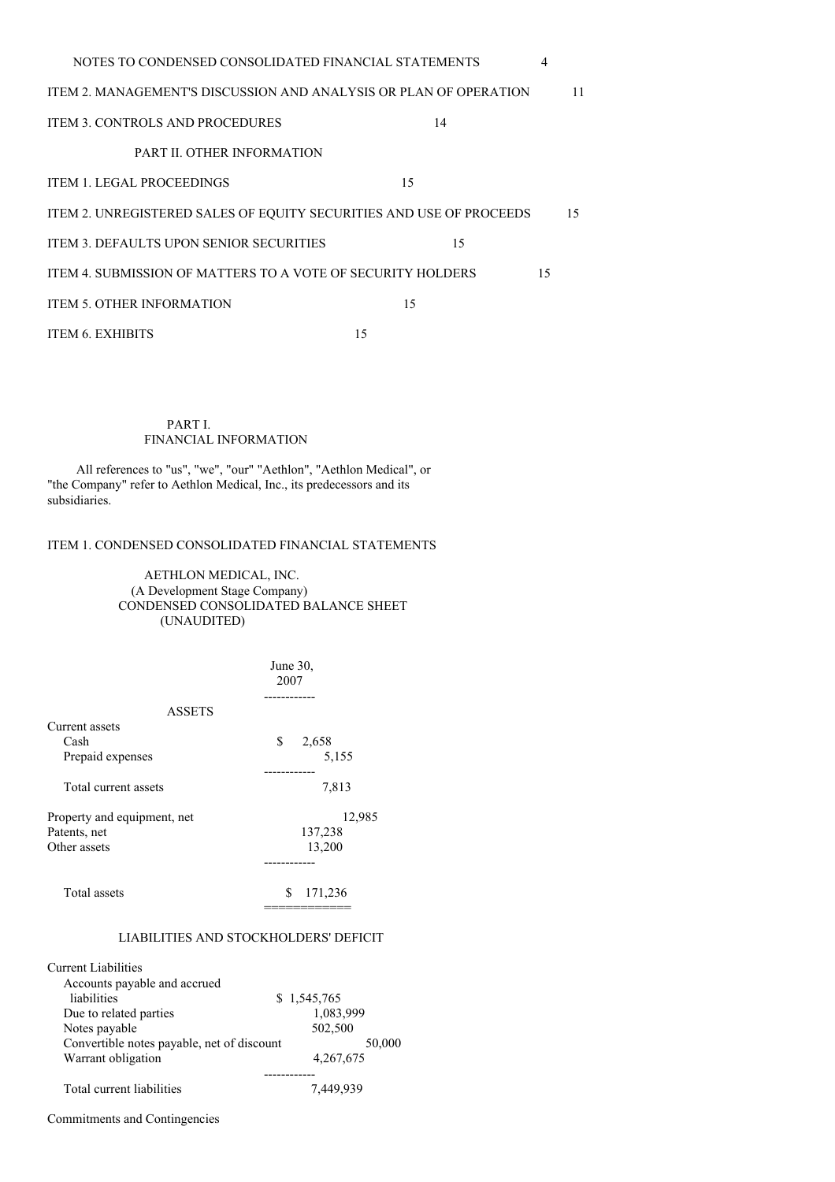| | |
|---|---|
| NOTES TO CONDENSED CONSOLIDATED FINANCIAL STATEMENTS | 4 |
| ITEM 2. MANAGEMENT'S DISCUSSION AND ANALYSIS OR PLAN OF OPERATION | 11 |
| ITEM 3. CONTROLS AND PROCEDURES | 14 |
| PART II. OTHER INFORMATION | |
| ITEM 1. LEGAL PROCEEDINGS | 15 |
| ITEM 2. UNREGISTERED SALES OF EQUITY SECURITIES AND USE OF PROCEEDS | 15 |
| ITEM 3. DEFAULTS UPON SENIOR SECURITIES | 15 |
| ITEM 4. SUBMISSION OF MATTERS TO A VOTE OF SECURITY HOLDERS | 15 |
| ITEM 5. OTHER INFORMATION | 15 |
| ITEM 6. EXHIBITS | 15 |

# PART I.
# FINANCIAL INFORMATION

All references to "us", "we", "our" "Aethlon", "Aethlon Medical", or "the Company" refer to Aethlon Medical, Inc., its predecessors and its subsidiaries.

## ITEM 1. CONDENSED CONSOLIDATED FINANCIAL STATEMENTS

AETHLON MEDICAL, INC.
(A Development Stage Company)
CONDENSED CONSOLIDATED BALANCE SHEET
(UNAUDITED)

| | June 30, 2007 |
|---|---|
| **ASSETS** | |
| Current assets | |
| Cash | $ 2,658 |
| Prepaid expenses | 5,155 |
| Total current assets | 7,813 |
| Property and equipment, net | 12,985 |
| Patents, net | 137,238 |
| Other assets | 13,200 |
| Total assets | $ 171,236 |
| **LIABILITIES AND STOCKHOLDERS' DEFICIT** | |
| Current Liabilities | |
| Accounts payable and accrued liabilities | $ 1,545,765 |
| Due to related parties | 1,083,999 |
| Notes payable | 502,500 |
| Convertible notes payable, net of discount | 50,000 |
| Warrant obligation | 4,267,675 |
| Total current liabilities | 7,449,939 |
| Commitments and Contingencies | |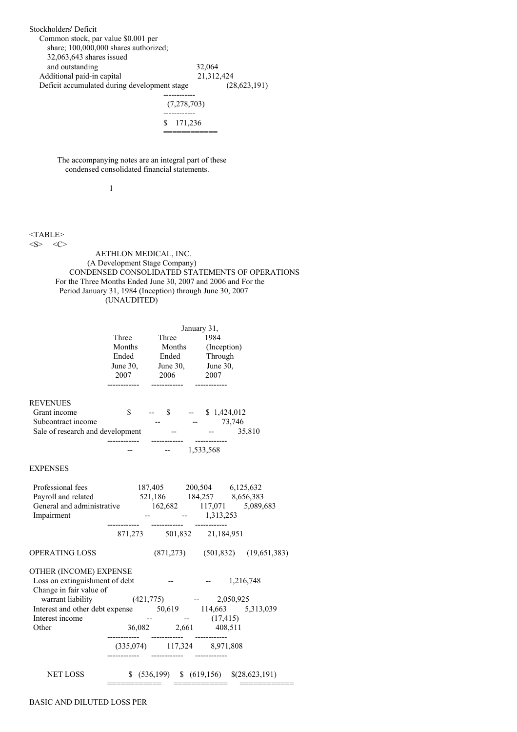| Stockholders' Deficit | |
|---|---|
| Common stock, par value $0.001 per share; 100,000,000 shares authorized; 32,063,643 shares issued and outstanding | 32,064 |
| Additional paid-in capital | 21,312,424 |
| Deficit accumulated during development stage | (28,623,191) |
| | (7,278,703) |
| | $ 171,236 |

The accompanying notes are an integral part of these condensed consolidated financial statements.

AETHLON MEDICAL, INC.
(A Development Stage Company)
CONDENSED CONSOLIDATED STATEMENTS OF OPERATIONS
For the Three Months Ended June 30, 2007 and 2006 and For the Period January 31, 1984 (Inception) through June 30, 2007
(UNAUDITED)

| | Three Months Ended June 30, 2007 | Three Months Ended June 30, 2006 | January 31, 1984 (Inception) Through June 30, 2007 |
|---|---|---|---|
| **REVENUES** | | | |
| Grant income | $ -- | $ -- | $ 1,424,012 |
| Subcontract income | -- | -- | 73,746 |
| Sale of research and development | -- | -- | 35,810 |
| | -- | -- | 1,533,568 |
| **EXPENSES** | | | |
| Professional fees | 187,405 | 200,504 | 6,125,632 |
| Payroll and related | 521,186 | 184,257 | 8,656,383 |
| General and administrative | 162,682 | 117,071 | 5,089,683 |
| Impairment | -- | -- | 1,313,253 |
| | 871,273 | 501,832 | 21,184,951 |
| OPERATING LOSS | (871,273) | (501,832) | (19,651,383) |
| **OTHER (INCOME) EXPENSE** | | | |
| Loss on extinguishment of debt | -- | -- | 1,216,748 |
| Change in fair value of warrant liability | (421,775) | -- | 2,050,925 |
| Interest and other debt expense | 50,619 | 114,663 | 5,313,039 |
| Interest income | -- | -- | (17,415) |
| Other | 36,082 | 2,661 | 408,511 |
| | (335,074) | 117,324 | 8,971,808 |
| NET LOSS | $ (536,199) | $ (619,156) | $(28,623,191) |

BASIC AND DILUTED LOSS PER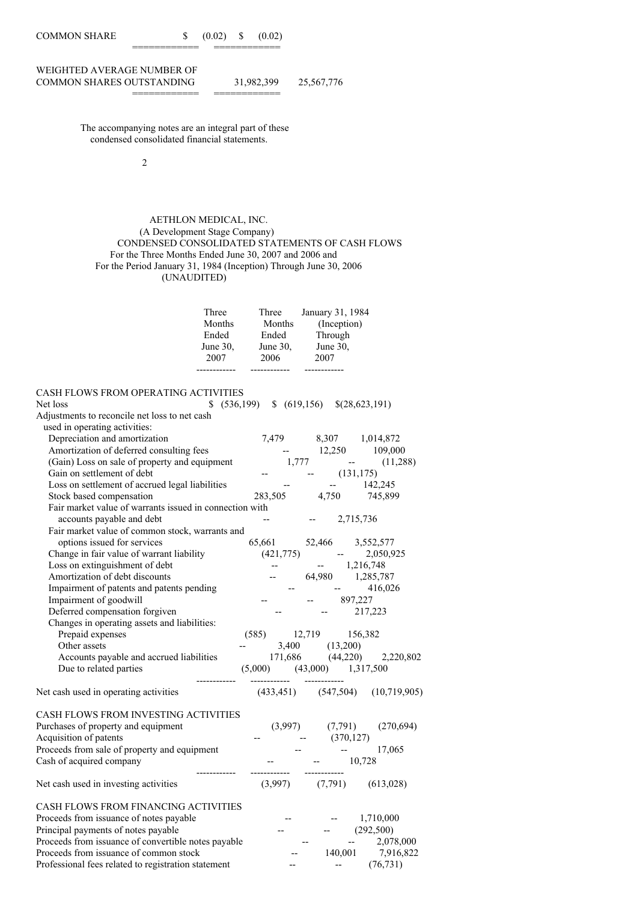| | | |
|---|---|---|
| COMMON SHARE | $ (0.02) | $ (0.02) |
| WEIGHTED AVERAGE NUMBER OF COMMON SHARES OUTSTANDING | 31,982,399 | 25,567,776 |

The accompanying notes are an integral part of these condensed consolidated financial statements.

AETHLON MEDICAL, INC.
(A Development Stage Company)
CONDENSED CONSOLIDATED STATEMENTS OF CASH FLOWS
For the Three Months Ended June 30, 2007 and 2006 and
For the Period January 31, 1984 (Inception) Through June 30, 2006
(UNAUDITED)

| | Three Months Ended June 30, 2007 | Three Months Ended June 30, 2006 | January 31, 1984 (Inception) Through June 30, 2007 |
|---|---|---|---|
| CASH FLOWS FROM OPERATING ACTIVITIES | | | |
| Net loss | $ (536,199) | $ (619,156) | $(28,623,191) |
| Adjustments to reconcile net loss to net cash used in operating activities: | | | |
| Depreciation and amortization | 7,479 | 8,307 | 1,014,872 |
| Amortization of deferred consulting fees | -- | 12,250 | 109,000 |
| (Gain) Loss on sale of property and equipment | 1,777 | -- | (11,288) |
| Gain on settlement of debt | -- | -- | (131,175) |
| Loss on settlement of accrued legal liabilities | -- | -- | 142,245 |
| Stock based compensation | 283,505 | 4,750 | 745,899 |
| Fair market value of warrants issued in connection with accounts payable and debt | -- | -- | 2,715,736 |
| Fair market value of common stock, warrants and options issued for services | 65,661 | 52,466 | 3,552,577 |
| Change in fair value of warrant liability | (421,775) | -- | 2,050,925 |
| Loss on extinguishment of debt | -- | -- | 1,216,748 |
| Amortization of debt discounts | -- | 64,980 | 1,285,787 |
| Impairment of patents and patents pending | -- | -- | 416,026 |
| Impairment of goodwill | -- | -- | 897,227 |
| Deferred compensation forgiven | -- | -- | 217,223 |
| Changes in operating assets and liabilities: | | | |
| Prepaid expenses | (585) | 12,719 | 156,382 |
| Other assets | -- | 3,400 | (13,200) |
| Accounts payable and accrued liabilities | 171,686 | (44,220) | 2,220,802 |
| Due to related parties | (5,000) | (43,000) | 1,317,500 |
| Net cash used in operating activities | (433,451) | (547,504) | (10,719,905) |
| CASH FLOWS FROM INVESTING ACTIVITIES | | | |
| Purchases of property and equipment | (3,997) | (7,791) | (270,694) |
| Acquisition of patents | -- | -- | (370,127) |
| Proceeds from sale of property and equipment | -- | -- | 17,065 |
| Cash of acquired company | -- | -- | 10,728 |
| Net cash used in investing activities | (3,997) | (7,791) | (613,028) |
| CASH FLOWS FROM FINANCING ACTIVITIES | | | |
| Proceeds from issuance of notes payable | -- | -- | 1,710,000 |
| Principal payments of notes payable | -- | -- | (292,500) |
| Proceeds from issuance of convertible notes payable | -- | -- | 2,078,000 |
| Proceeds from issuance of common stock | -- | 140,001 | 7,916,822 |
| Professional fees related to registration statement | -- | -- | (76,731) |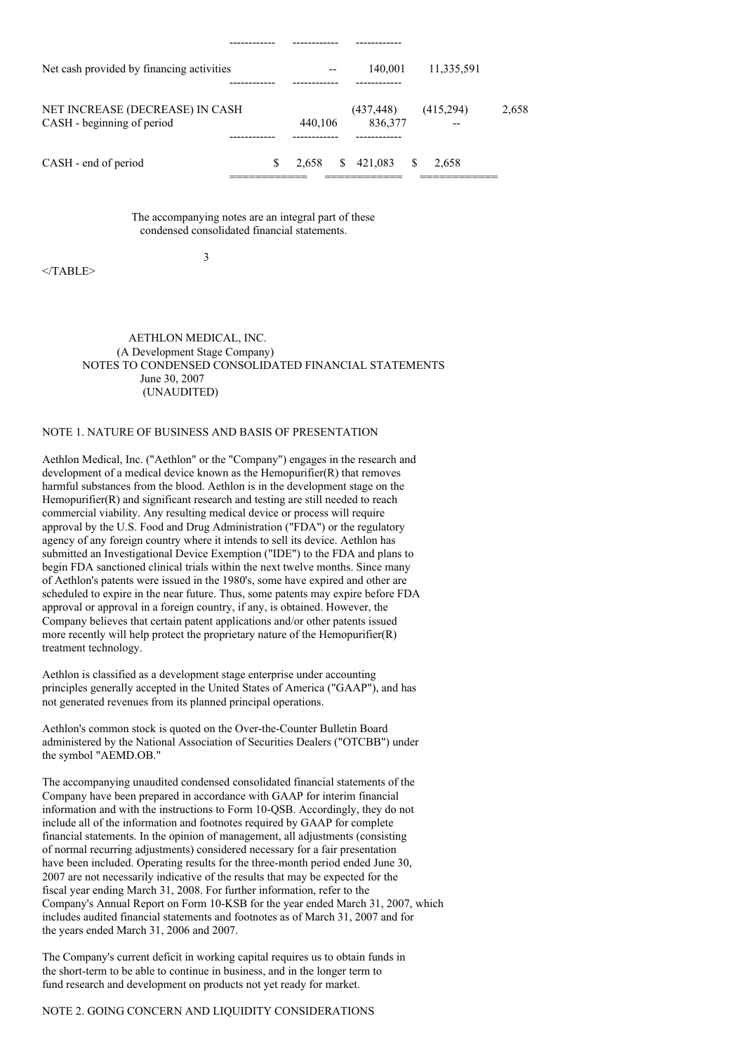| | | | | |
|---|---|---|---|---|
| Net cash provided by financing activities | -- | 140,001 | 11,335,591 | |
| NET INCREASE (DECREASE) IN CASH | | (437,448) | (415,294) | 2,658 |
| CASH - beginning of period | 440,106 | 836,377 | -- | |
| CASH - end of period | $ 2,658 | $ 421,083 | $ 2,658 | |

The accompanying notes are an integral part of these condensed consolidated financial statements.

</TABLE>

AETHLON MEDICAL, INC.
(A Development Stage Company)
NOTES TO CONDENSED CONSOLIDATED FINANCIAL STATEMENTS
June 30, 2007
(UNAUDITED)

## NOTE 1. NATURE OF BUSINESS AND BASIS OF PRESENTATION

Aethlon Medical, Inc. ("Aethlon" or the "Company") engages in the research and development of a medical device known as the Hemopurifier(R) that removes harmful substances from the blood. Aethlon is in the development stage on the Hemopurifier(R) and significant research and testing are still needed to reach commercial viability. Any resulting medical device or process will require approval by the U.S. Food and Drug Administration ("FDA") or the regulatory agency of any foreign country where it intends to sell its device. Aethlon has submitted an Investigational Device Exemption ("IDE") to the FDA and plans to begin FDA sanctioned clinical trials within the next twelve months. Since many of Aethlon's patents were issued in the 1980's, some have expired and other are scheduled to expire in the near future. Thus, some patents may expire before FDA approval or approval in a foreign country, if any, is obtained. However, the Company believes that certain patent applications and/or other patents issued more recently will help protect the proprietary nature of the Hemopurifier(R) treatment technology.

Aethlon is classified as a development stage enterprise under accounting principles generally accepted in the United States of America ("GAAP"), and has not generated revenues from its planned principal operations.

Aethlon's common stock is quoted on the Over-the-Counter Bulletin Board administered by the National Association of Securities Dealers ("OTCBB") under the symbol "AEMD.OB."

The accompanying unaudited condensed consolidated financial statements of the Company have been prepared in accordance with GAAP for interim financial information and with the instructions to Form 10-QSB. Accordingly, they do not include all of the information and footnotes required by GAAP for complete financial statements. In the opinion of management, all adjustments (consisting of normal recurring adjustments) considered necessary for a fair presentation have been included. Operating results for the three-month period ended June 30, 2007 are not necessarily indicative of the results that may be expected for the fiscal year ending March 31, 2008. For further information, refer to the Company's Annual Report on Form 10-KSB for the year ended March 31, 2007, which includes audited financial statements and footnotes as of March 31, 2007 and for the years ended March 31, 2006 and 2007.

The Company's current deficit in working capital requires us to obtain funds in the short-term to be able to continue in business, and in the longer term to fund research and development on products not yet ready for market.

## NOTE 2. GOING CONCERN AND LIQUIDITY CONSIDERATIONS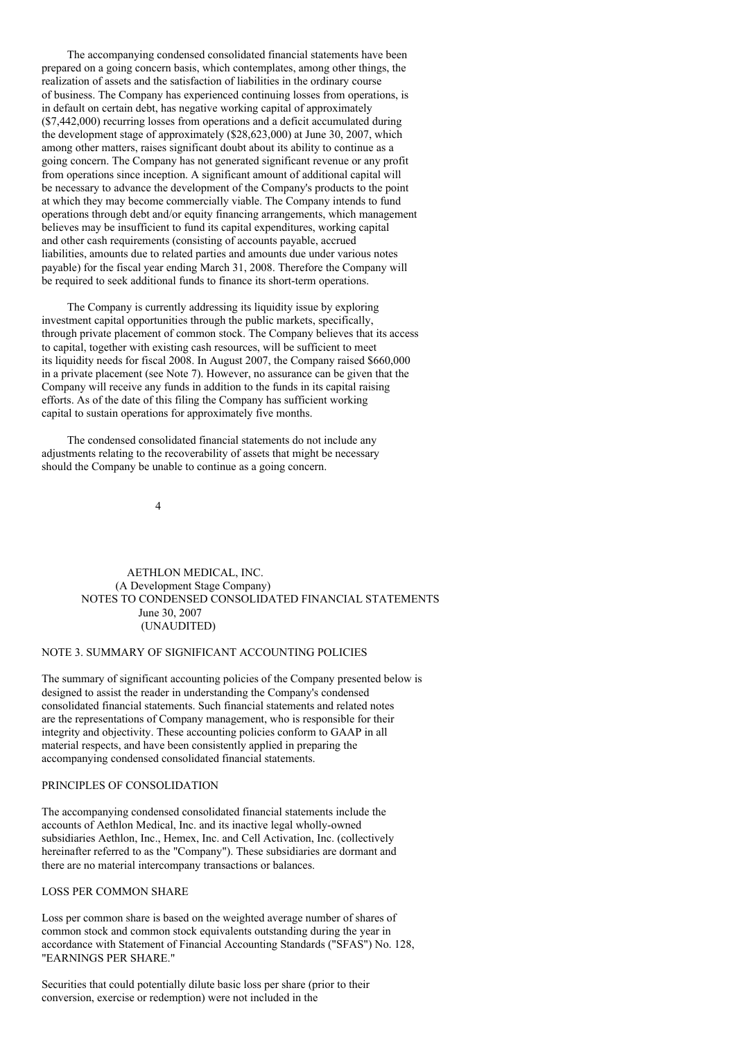The accompanying condensed consolidated financial statements have been prepared on a going concern basis, which contemplates, among other things, the realization of assets and the satisfaction of liabilities in the ordinary course of business. The Company has experienced continuing losses from operations, is in default on certain debt, has negative working capital of approximately ($7,442,000) recurring losses from operations and a deficit accumulated during the development stage of approximately ($28,623,000) at June 30, 2007, which among other matters, raises significant doubt about its ability to continue as a going concern. The Company has not generated significant revenue or any profit from operations since inception. A significant amount of additional capital will be necessary to advance the development of the Company's products to the point at which they may become commercially viable. The Company intends to fund operations through debt and/or equity financing arrangements, which management believes may be insufficient to fund its capital expenditures, working capital and other cash requirements (consisting of accounts payable, accrued liabilities, amounts due to related parties and amounts due under various notes payable) for the fiscal year ending March 31, 2008. Therefore the Company will be required to seek additional funds to finance its short-term operations.

The Company is currently addressing its liquidity issue by exploring investment capital opportunities through the public markets, specifically, through private placement of common stock. The Company believes that its access to capital, together with existing cash resources, will be sufficient to meet its liquidity needs for fiscal 2008. In August 2007, the Company raised $660,000 in a private placement (see Note 7). However, no assurance can be given that the Company will receive any funds in addition to the funds in its capital raising efforts. As of the date of this filing the Company has sufficient working capital to sustain operations for approximately five months.

The condensed consolidated financial statements do not include any adjustments relating to the recoverability of assets that might be necessary should the Company be unable to continue as a going concern.

AETHLON MEDICAL, INC.
(A Development Stage Company)
NOTES TO CONDENSED CONSOLIDATED FINANCIAL STATEMENTS
June 30, 2007
(UNAUDITED)

## NOTE 3. SUMMARY OF SIGNIFICANT ACCOUNTING POLICIES

The summary of significant accounting policies of the Company presented below is designed to assist the reader in understanding the Company's condensed consolidated financial statements. Such financial statements and related notes are the representations of Company management, who is responsible for their integrity and objectivity. These accounting policies conform to GAAP in all material respects, and have been consistently applied in preparing the accompanying condensed consolidated financial statements.

### PRINCIPLES OF CONSOLIDATION

The accompanying condensed consolidated financial statements include the accounts of Aethlon Medical, Inc. and its inactive legal wholly-owned subsidiaries Aethlon, Inc., Hemex, Inc. and Cell Activation, Inc. (collectively hereinafter referred to as the "Company"). These subsidiaries are dormant and there are no material intercompany transactions or balances.

### LOSS PER COMMON SHARE

Loss per common share is based on the weighted average number of shares of common stock and common stock equivalents outstanding during the year in accordance with Statement of Financial Accounting Standards ("SFAS") No. 128, "EARNINGS PER SHARE."

Securities that could potentially dilute basic loss per share (prior to their conversion, exercise or redemption) were not included in the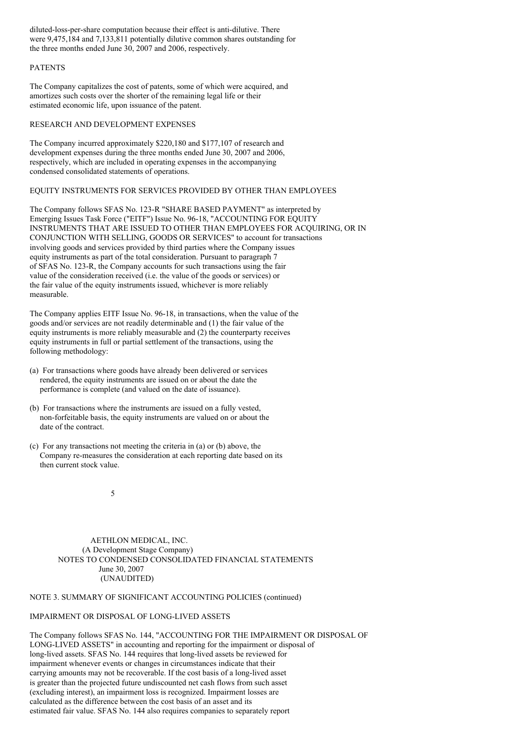diluted-loss-per-share computation because their effect is anti-dilutive. There were 9,475,184 and 7,133,811 potentially dilutive common shares outstanding for the three months ended June 30, 2007 and 2006, respectively.

### PATENTS

The Company capitalizes the cost of patents, some of which were acquired, and amortizes such costs over the shorter of the remaining legal life or their estimated economic life, upon issuance of the patent.

### RESEARCH AND DEVELOPMENT EXPENSES

The Company incurred approximately $220,180 and $177,107 of research and development expenses during the three months ended June 30, 2007 and 2006, respectively, which are included in operating expenses in the accompanying condensed consolidated statements of operations.

### EQUITY INSTRUMENTS FOR SERVICES PROVIDED BY OTHER THAN EMPLOYEES

The Company follows SFAS No. 123-R "SHARE BASED PAYMENT" as interpreted by Emerging Issues Task Force ("EITF") Issue No. 96-18, "ACCOUNTING FOR EQUITY INSTRUMENTS THAT ARE ISSUED TO OTHER THAN EMPLOYEES FOR ACQUIRING, OR IN CONJUNCTION WITH SELLING, GOODS OR SERVICES" to account for transactions involving goods and services provided by third parties where the Company issues equity instruments as part of the total consideration. Pursuant to paragraph 7 of SFAS No. 123-R, the Company accounts for such transactions using the fair value of the consideration received (i.e. the value of the goods or services) or the fair value of the equity instruments issued, whichever is more reliably measurable.

The Company applies EITF Issue No. 96-18, in transactions, when the value of the goods and/or services are not readily determinable and (1) the fair value of the equity instruments is more reliably measurable and (2) the counterparty receives equity instruments in full or partial settlement of the transactions, using the following methodology:

(a) For transactions where goods have already been delivered or services rendered, the equity instruments are issued on or about the date the performance is complete (and valued on the date of issuance).

(b) For transactions where the instruments are issued on a fully vested, non-forfeitable basis, the equity instruments are valued on or about the date of the contract.

(c) For any transactions not meeting the criteria in (a) or (b) above, the Company re-measures the consideration at each reporting date based on its then current stock value.

AETHLON MEDICAL, INC.
(A Development Stage Company)
NOTES TO CONDENSED CONSOLIDATED FINANCIAL STATEMENTS
June 30, 2007
(UNAUDITED)

## NOTE 3. SUMMARY OF SIGNIFICANT ACCOUNTING POLICIES (continued)

### IMPAIRMENT OR DISPOSAL OF LONG-LIVED ASSETS

The Company follows SFAS No. 144, "ACCOUNTING FOR THE IMPAIRMENT OR DISPOSAL OF LONG-LIVED ASSETS" in accounting and reporting for the impairment or disposal of long-lived assets. SFAS No. 144 requires that long-lived assets be reviewed for impairment whenever events or changes in circumstances indicate that their carrying amounts may not be recoverable. If the cost basis of a long-lived asset is greater than the projected future undiscounted net cash flows from such asset (excluding interest), an impairment loss is recognized. Impairment losses are calculated as the difference between the cost basis of an asset and its estimated fair value. SFAS No. 144 also requires companies to separately report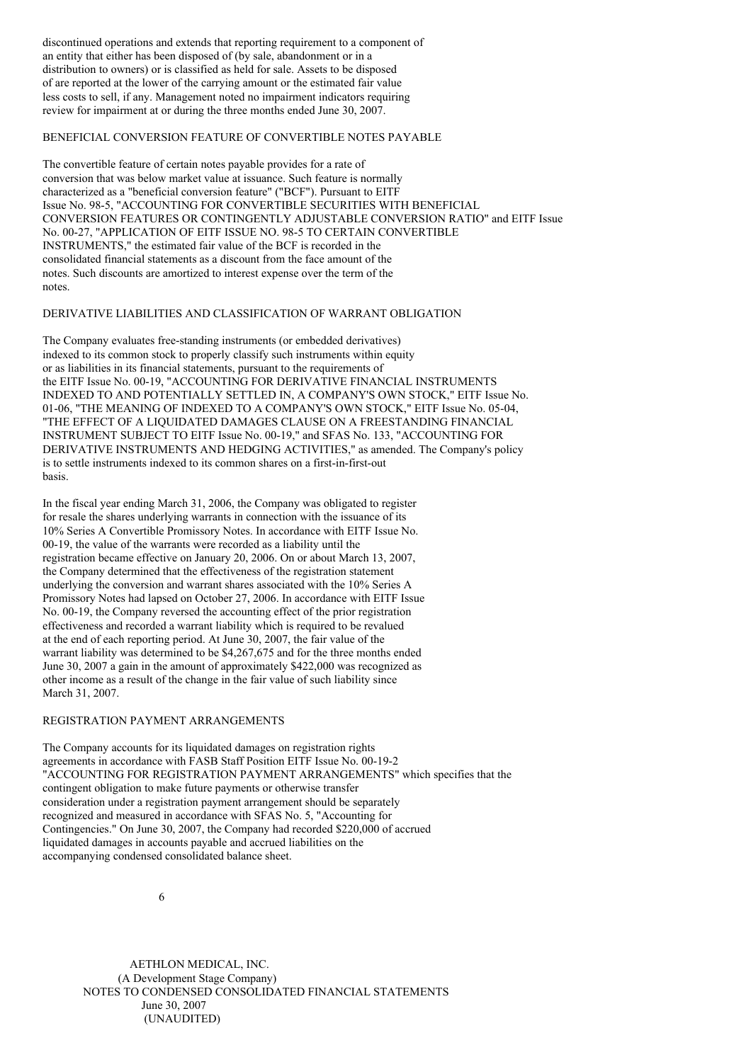discontinued operations and extends that reporting requirement to a component of an entity that either has been disposed of (by sale, abandonment or in a distribution to owners) or is classified as held for sale. Assets to be disposed of are reported at the lower of the carrying amount or the estimated fair value less costs to sell, if any. Management noted no impairment indicators requiring review for impairment at or during the three months ended June 30, 2007.

BENEFICIAL CONVERSION FEATURE OF CONVERTIBLE NOTES PAYABLE

The convertible feature of certain notes payable provides for a rate of conversion that was below market value at issuance. Such feature is normally characterized as a "beneficial conversion feature" ("BCF"). Pursuant to EITF Issue No. 98-5, "ACCOUNTING FOR CONVERTIBLE SECURITIES WITH BENEFICIAL CONVERSION FEATURES OR CONTINGENTLY ADJUSTABLE CONVERSION RATIO" and EITF Issue No. 00-27, "APPLICATION OF EITF ISSUE NO. 98-5 TO CERTAIN CONVERTIBLE INSTRUMENTS," the estimated fair value of the BCF is recorded in the consolidated financial statements as a discount from the face amount of the notes. Such discounts are amortized to interest expense over the term of the notes.

DERIVATIVE LIABILITIES AND CLASSIFICATION OF WARRANT OBLIGATION

The Company evaluates free-standing instruments (or embedded derivatives) indexed to its common stock to properly classify such instruments within equity or as liabilities in its financial statements, pursuant to the requirements of the EITF Issue No. 00-19, "ACCOUNTING FOR DERIVATIVE FINANCIAL INSTRUMENTS INDEXED TO AND POTENTIALLY SETTLED IN, A COMPANY'S OWN STOCK," EITF Issue No. 01-06, "THE MEANING OF INDEXED TO A COMPANY'S OWN STOCK," EITF Issue No. 05-04, "THE EFFECT OF A LIQUIDATED DAMAGES CLAUSE ON A FREESTANDING FINANCIAL INSTRUMENT SUBJECT TO EITF Issue No. 00-19," and SFAS No. 133, "ACCOUNTING FOR DERIVATIVE INSTRUMENTS AND HEDGING ACTIVITIES," as amended. The Company's policy is to settle instruments indexed to its common shares on a first-in-first-out basis.

In the fiscal year ending March 31, 2006, the Company was obligated to register for resale the shares underlying warrants in connection with the issuance of its 10% Series A Convertible Promissory Notes. In accordance with EITF Issue No. 00-19, the value of the warrants were recorded as a liability until the registration became effective on January 20, 2006. On or about March 13, 2007, the Company determined that the effectiveness of the registration statement underlying the conversion and warrant shares associated with the 10% Series A Promissory Notes had lapsed on October 27, 2006. In accordance with EITF Issue No. 00-19, the Company reversed the accounting effect of the prior registration effectiveness and recorded a warrant liability which is required to be revalued at the end of each reporting period. At June 30, 2007, the fair value of the warrant liability was determined to be $4,267,675 and for the three months ended June 30, 2007 a gain in the amount of approximately $422,000 was recognized as other income as a result of the change in the fair value of such liability since March 31, 2007.

REGISTRATION PAYMENT ARRANGEMENTS

The Company accounts for its liquidated damages on registration rights agreements in accordance with FASB Staff Position EITF Issue No. 00-19-2 "ACCOUNTING FOR REGISTRATION PAYMENT ARRANGEMENTS" which specifies that the contingent obligation to make future payments or otherwise transfer consideration under a registration payment arrangement should be separately recognized and measured in accordance with SFAS No. 5, "Accounting for Contingencies." On June 30, 2007, the Company had recorded $220,000 of accrued liquidated damages in accounts payable and accrued liabilities on the accompanying condensed consolidated balance sheet.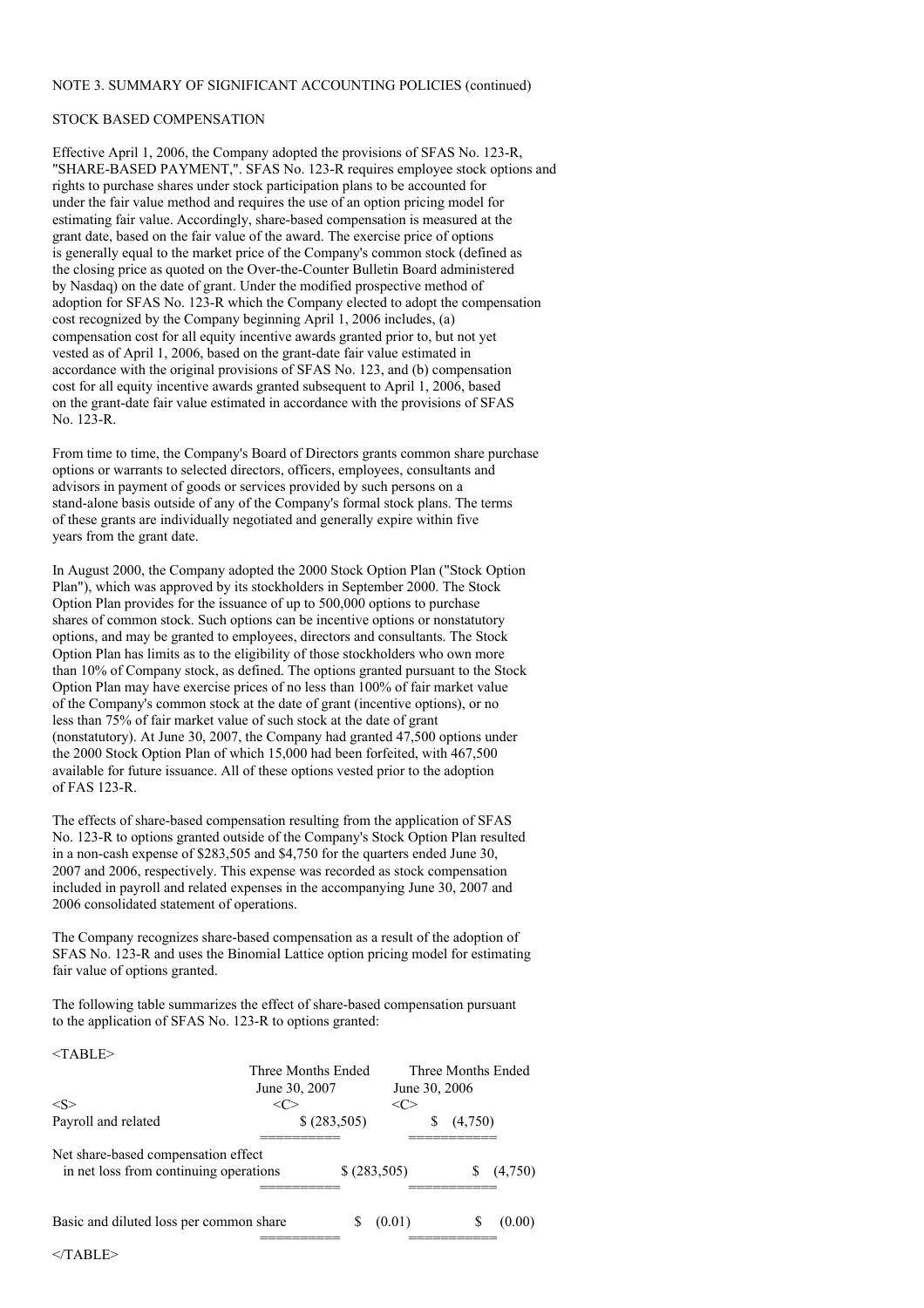NOTE 3. SUMMARY OF SIGNIFICANT ACCOUNTING POLICIES (continued)

STOCK BASED COMPENSATION

Effective April 1, 2006, the Company adopted the provisions of SFAS No. 123-R, "SHARE-BASED PAYMENT,". SFAS No. 123-R requires employee stock options and rights to purchase shares under stock participation plans to be accounted for under the fair value method and requires the use of an option pricing model for estimating fair value. Accordingly, share-based compensation is measured at the grant date, based on the fair value of the award. The exercise price of options is generally equal to the market price of the Company's common stock (defined as the closing price as quoted on the Over-the-Counter Bulletin Board administered by Nasdaq) on the date of grant. Under the modified prospective method of adoption for SFAS No. 123-R which the Company elected to adopt the compensation cost recognized by the Company beginning April 1, 2006 includes, (a) compensation cost for all equity incentive awards granted prior to, but not yet vested as of April 1, 2006, based on the grant-date fair value estimated in accordance with the original provisions of SFAS No. 123, and (b) compensation cost for all equity incentive awards granted subsequent to April 1, 2006, based on the grant-date fair value estimated in accordance with the provisions of SFAS No. 123-R.

From time to time, the Company's Board of Directors grants common share purchase options or warrants to selected directors, officers, employees, consultants and advisors in payment of goods or services provided by such persons on a stand-alone basis outside of any of the Company's formal stock plans. The terms of these grants are individually negotiated and generally expire within five years from the grant date.

In August 2000, the Company adopted the 2000 Stock Option Plan ("Stock Option Plan"), which was approved by its stockholders in September 2000. The Stock Option Plan provides for the issuance of up to 500,000 options to purchase shares of common stock. Such options can be incentive options or nonstatutory options, and may be granted to employees, directors and consultants. The Stock Option Plan has limits as to the eligibility of those stockholders who own more than 10% of Company stock, as defined. The options granted pursuant to the Stock Option Plan may have exercise prices of no less than 100% of fair market value of the Company's common stock at the date of grant (incentive options), or no less than 75% of fair market value of such stock at the date of grant (nonstatutory). At June 30, 2007, the Company had granted 47,500 options under the 2000 Stock Option Plan of which 15,000 had been forfeited, with 467,500 available for future issuance. All of these options vested prior to the adoption of FAS 123-R.

The effects of share-based compensation resulting from the application of SFAS No. 123-R to options granted outside of the Company's Stock Option Plan resulted in a non-cash expense of $283,505 and $4,750 for the quarters ended June 30, 2007 and 2006, respectively. This expense was recorded as stock compensation included in payroll and related expenses in the accompanying June 30, 2007 and 2006 consolidated statement of operations.

The Company recognizes share-based compensation as a result of the adoption of SFAS No. 123-R and uses the Binomial Lattice option pricing model for estimating fair value of options granted.

The following table summarizes the effect of share-based compensation pursuant to the application of SFAS No. 123-R to options granted:

| | Three Months Ended June 30, 2007 | Three Months Ended June 30, 2006 |
|---|---|---|
| Payroll and related | $ (283,505) | $ (4,750) |
| Net share-based compensation effect in net loss from continuing operations | $ (283,505) | $ (4,750) |
| Basic and diluted loss per common share | $ (0.01) | $ (0.00) |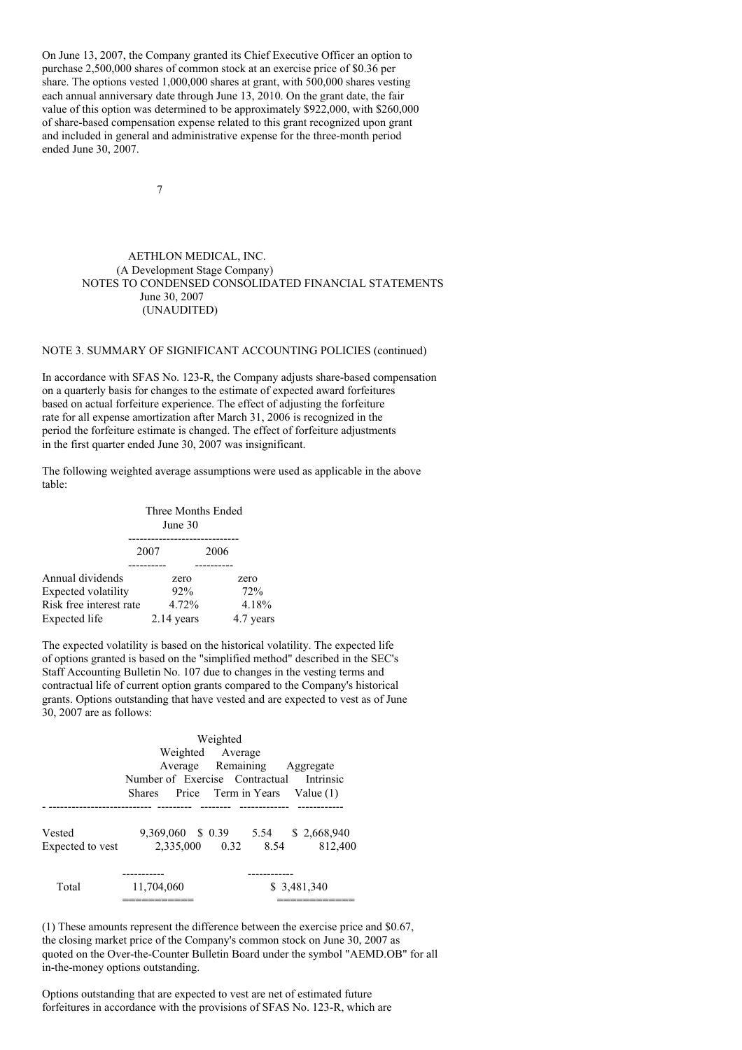On June 13, 2007, the Company granted its Chief Executive Officer an option to purchase 2,500,000 shares of common stock at an exercise price of $0.36 per share. The options vested 1,000,000 shares at grant, with 500,000 shares vesting each annual anniversary date through June 13, 2010. On the grant date, the fair value of this option was determined to be approximately $922,000, with $260,000 of share-based compensation expense related to this grant recognized upon grant and included in general and administrative expense for the three-month period ended June 30, 2007.

AETHLON MEDICAL, INC.
(A Development Stage Company)
NOTES TO CONDENSED CONSOLIDATED FINANCIAL STATEMENTS
June 30, 2007
(UNAUDITED)

NOTE 3. SUMMARY OF SIGNIFICANT ACCOUNTING POLICIES (continued)

In accordance with SFAS No. 123-R, the Company adjusts share-based compensation on a quarterly basis for changes to the estimate of expected award forfeitures based on actual forfeiture experience. The effect of adjusting the forfeiture rate for all expense amortization after March 31, 2006 is recognized in the period the forfeiture estimate is changed. The effect of forfeiture adjustments in the first quarter ended June 30, 2007 was insignificant.

The following weighted average assumptions were used as applicable in the above table:

| | Three Months Ended June 30 | |
|---|---|---|
| | 2007 | 2006 |
| Annual dividends | zero | zero |
| Expected volatility | 92% | 72% |
| Risk free interest rate | 4.72% | 4.18% |
| Expected life | 2.14 years | 4.7 years |

The expected volatility is based on the historical volatility. The expected life of options granted is based on the "simplified method" described in the SEC's Staff Accounting Bulletin No. 107 due to changes in the vesting terms and contractual life of current option grants compared to the Company's historical grants. Options outstanding that have vested and are expected to vest as of June 30, 2007 are as follows:

| | Number of Shares | Weighted Average Exercise Price | Weighted Average Remaining Contractual Term in Years | Aggregate Intrinsic Value (1) |
|---|---|---|---|---|
| Vested | 9,369,060 | $ 0.39 | 5.54 | $ 2,668,940 |
| Expected to vest | 2,335,000 | 0.32 | 8.54 | 812,400 |
| Total | 11,704,060 | | | $ 3,481,340 |

(1) These amounts represent the difference between the exercise price and $0.67, the closing market price of the Company's common stock on June 30, 2007 as quoted on the Over-the-Counter Bulletin Board under the symbol "AEMD.OB" for all in-the-money options outstanding.

Options outstanding that are expected to vest are net of estimated future forfeitures in accordance with the provisions of SFAS No. 123-R, which are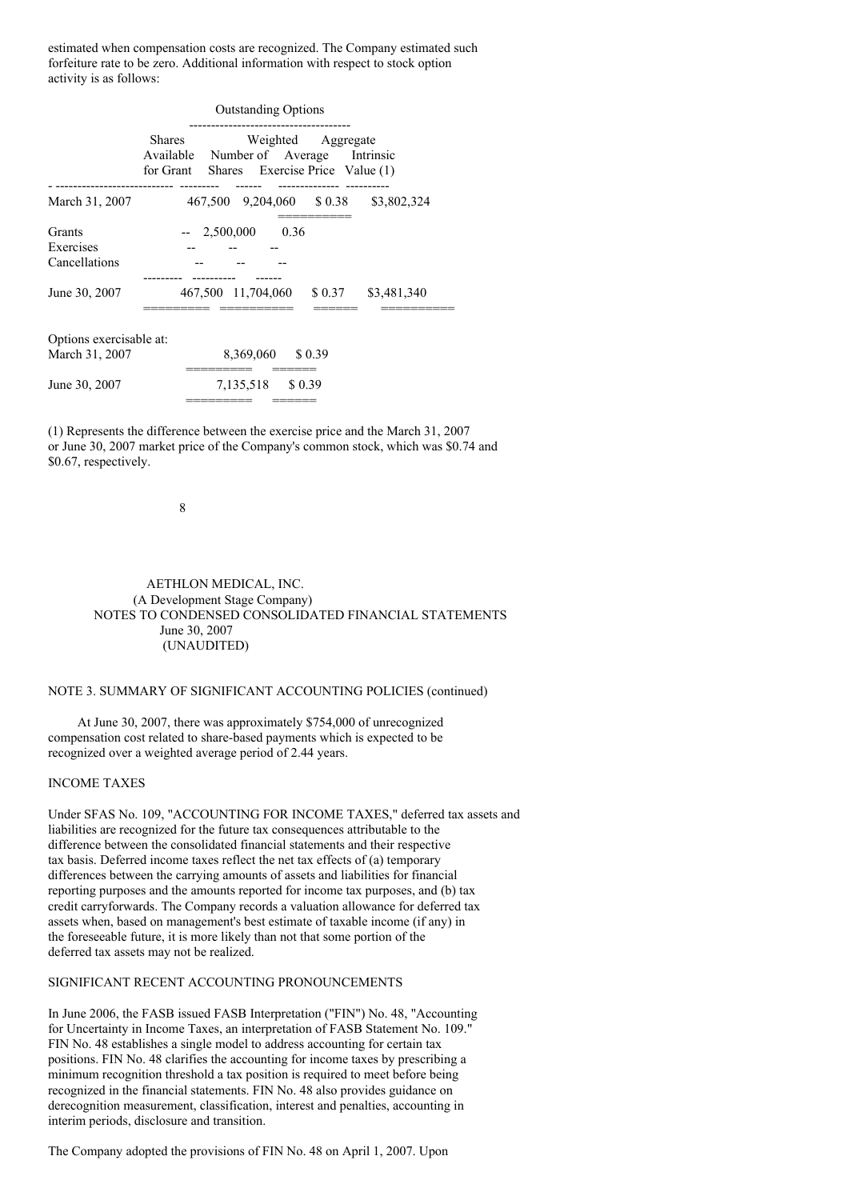estimated when compensation costs are recognized. The Company estimated such forfeiture rate to be zero. Additional information with respect to stock option activity is as follows:

| | Shares Available for Grant | Outstanding Options | | |
|---|---|---|---|---|
| | | Number of Shares | Weighted Average Exercise Price | Aggregate Intrinsic Value (1) |
| March 31, 2007 | 467,500 | 9,204,060 | $ 0.38 | $3,802,324 |
| Grants | -- | 2,500,000 | 0.36 | |
| Exercises | -- | -- | -- | |
| Cancellations | -- | -- | -- | |
| June 30, 2007 | 467,500 | 11,704,060 | $ 0.37 | $3,481,340 |
| Options exercisable at: | | | | |
| March 31, 2007 | | 8,369,060 | $ 0.39 | |
| June 30, 2007 | | 7,135,518 | $ 0.39 | |

(1) Represents the difference between the exercise price and the March 31, 2007 or June 30, 2007 market price of the Company's common stock, which was $0.74 and $0.67, respectively.

AETHLON MEDICAL, INC.
(A Development Stage Company)
NOTES TO CONDENSED CONSOLIDATED FINANCIAL STATEMENTS
June 30, 2007
(UNAUDITED)

NOTE 3. SUMMARY OF SIGNIFICANT ACCOUNTING POLICIES (continued)

At June 30, 2007, there was approximately $754,000 of unrecognized compensation cost related to share-based payments which is expected to be recognized over a weighted average period of 2.44 years.

INCOME TAXES

Under SFAS No. 109, "ACCOUNTING FOR INCOME TAXES," deferred tax assets and liabilities are recognized for the future tax consequences attributable to the difference between the consolidated financial statements and their respective tax basis. Deferred income taxes reflect the net tax effects of (a) temporary differences between the carrying amounts of assets and liabilities for financial reporting purposes and the amounts reported for income tax purposes, and (b) tax credit carryforwards. The Company records a valuation allowance for deferred tax assets when, based on management's best estimate of taxable income (if any) in the foreseeable future, it is more likely than not that some portion of the deferred tax assets may not be realized.

SIGNIFICANT RECENT ACCOUNTING PRONOUNCEMENTS

In June 2006, the FASB issued FASB Interpretation ("FIN") No. 48, "Accounting for Uncertainty in Income Taxes, an interpretation of FASB Statement No. 109." FIN No. 48 establishes a single model to address accounting for certain tax positions. FIN No. 48 clarifies the accounting for income taxes by prescribing a minimum recognition threshold a tax position is required to meet before being recognized in the financial statements. FIN No. 48 also provides guidance on derecognition measurement, classification, interest and penalties, accounting in interim periods, disclosure and transition.

The Company adopted the provisions of FIN No. 48 on April 1, 2007. Upon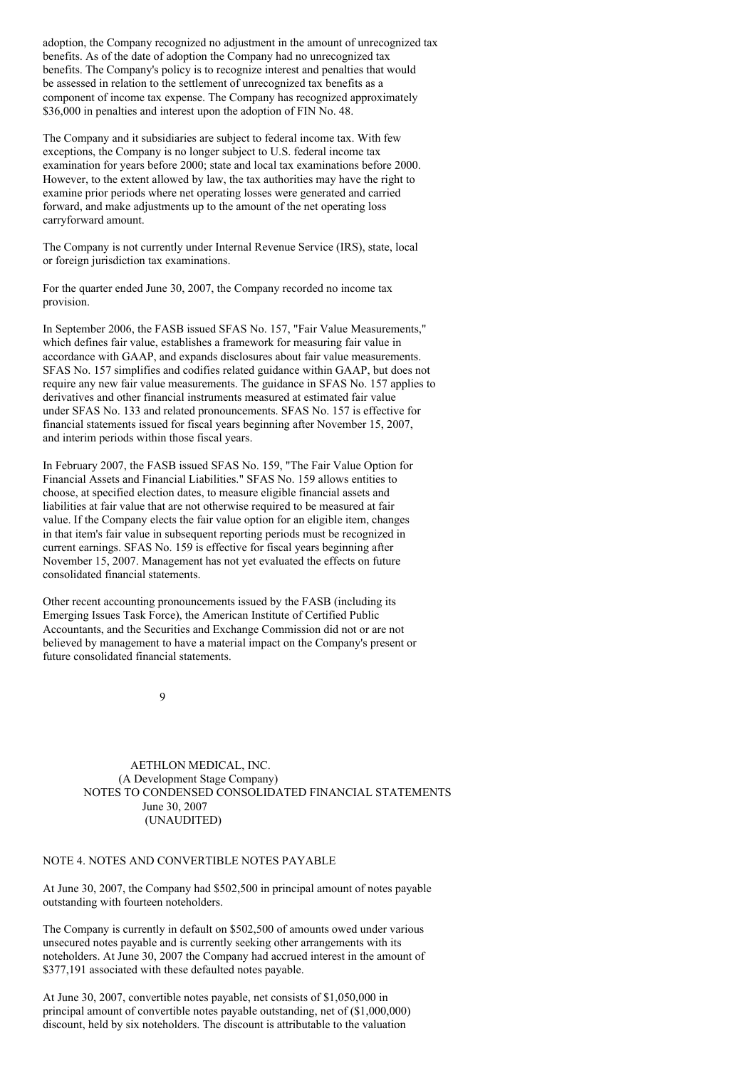adoption, the Company recognized no adjustment in the amount of unrecognized tax benefits. As of the date of adoption the Company had no unrecognized tax benefits. The Company's policy is to recognize interest and penalties that would be assessed in relation to the settlement of unrecognized tax benefits as a component of income tax expense. The Company has recognized approximately $36,000 in penalties and interest upon the adoption of FIN No. 48.

The Company and it subsidiaries are subject to federal income tax. With few exceptions, the Company is no longer subject to U.S. federal income tax examination for years before 2000; state and local tax examinations before 2000. However, to the extent allowed by law, the tax authorities may have the right to examine prior periods where net operating losses were generated and carried forward, and make adjustments up to the amount of the net operating loss carryforward amount.

The Company is not currently under Internal Revenue Service (IRS), state, local or foreign jurisdiction tax examinations.

For the quarter ended June 30, 2007, the Company recorded no income tax provision.

In September 2006, the FASB issued SFAS No. 157, "Fair Value Measurements," which defines fair value, establishes a framework for measuring fair value in accordance with GAAP, and expands disclosures about fair value measurements. SFAS No. 157 simplifies and codifies related guidance within GAAP, but does not require any new fair value measurements. The guidance in SFAS No. 157 applies to derivatives and other financial instruments measured at estimated fair value under SFAS No. 133 and related pronouncements. SFAS No. 157 is effective for financial statements issued for fiscal years beginning after November 15, 2007, and interim periods within those fiscal years.

In February 2007, the FASB issued SFAS No. 159, "The Fair Value Option for Financial Assets and Financial Liabilities." SFAS No. 159 allows entities to choose, at specified election dates, to measure eligible financial assets and liabilities at fair value that are not otherwise required to be measured at fair value. If the Company elects the fair value option for an eligible item, changes in that item's fair value in subsequent reporting periods must be recognized in current earnings. SFAS No. 159 is effective for fiscal years beginning after November 15, 2007. Management has not yet evaluated the effects on future consolidated financial statements.

Other recent accounting pronouncements issued by the FASB (including its Emerging Issues Task Force), the American Institute of Certified Public Accountants, and the Securities and Exchange Commission did not or are not believed by management to have a material impact on the Company's present or future consolidated financial statements.

AETHLON MEDICAL, INC.
(A Development Stage Company)
NOTES TO CONDENSED CONSOLIDATED FINANCIAL STATEMENTS
June 30, 2007
(UNAUDITED)

## NOTE 4. NOTES AND CONVERTIBLE NOTES PAYABLE

At June 30, 2007, the Company had $502,500 in principal amount of notes payable outstanding with fourteen noteholders.

The Company is currently in default on $502,500 of amounts owed under various unsecured notes payable and is currently seeking other arrangements with its noteholders. At June 30, 2007 the Company had accrued interest in the amount of $377,191 associated with these defaulted notes payable.

At June 30, 2007, convertible notes payable, net consists of $1,050,000 in principal amount of convertible notes payable outstanding, net of ($1,000,000) discount, held by six noteholders. The discount is attributable to the valuation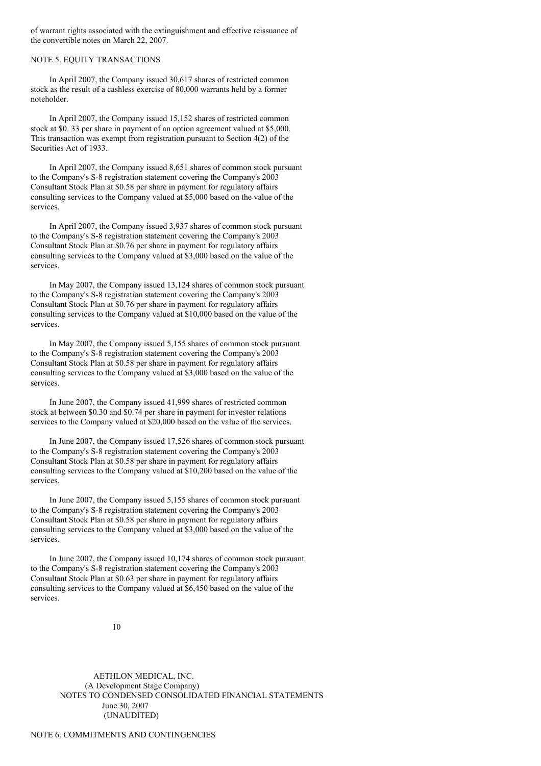of warrant rights associated with the extinguishment and effective reissuance of the convertible notes on March 22, 2007.

## NOTE 5. EQUITY TRANSACTIONS

In April 2007, the Company issued 30,617 shares of restricted common stock as the result of a cashless exercise of 80,000 warrants held by a former noteholder.

In April 2007, the Company issued 15,152 shares of restricted common stock at $0. 33 per share in payment of an option agreement valued at $5,000. This transaction was exempt from registration pursuant to Section 4(2) of the Securities Act of 1933.

In April 2007, the Company issued 8,651 shares of common stock pursuant to the Company's S-8 registration statement covering the Company's 2003 Consultant Stock Plan at $0.58 per share in payment for regulatory affairs consulting services to the Company valued at $5,000 based on the value of the services.

In April 2007, the Company issued 3,937 shares of common stock pursuant to the Company's S-8 registration statement covering the Company's 2003 Consultant Stock Plan at $0.76 per share in payment for regulatory affairs consulting services to the Company valued at $3,000 based on the value of the services.

In May 2007, the Company issued 13,124 shares of common stock pursuant to the Company's S-8 registration statement covering the Company's 2003 Consultant Stock Plan at $0.76 per share in payment for regulatory affairs consulting services to the Company valued at $10,000 based on the value of the services.

In May 2007, the Company issued 5,155 shares of common stock pursuant to the Company's S-8 registration statement covering the Company's 2003 Consultant Stock Plan at $0.58 per share in payment for regulatory affairs consulting services to the Company valued at $3,000 based on the value of the services.

In June 2007, the Company issued 41,999 shares of restricted common stock at between $0.30 and $0.74 per share in payment for investor relations services to the Company valued at $20,000 based on the value of the services.

In June 2007, the Company issued 17,526 shares of common stock pursuant to the Company's S-8 registration statement covering the Company's 2003 Consultant Stock Plan at $0.58 per share in payment for regulatory affairs consulting services to the Company valued at $10,200 based on the value of the services.

In June 2007, the Company issued 5,155 shares of common stock pursuant to the Company's S-8 registration statement covering the Company's 2003 Consultant Stock Plan at $0.58 per share in payment for regulatory affairs consulting services to the Company valued at $3,000 based on the value of the services.

In June 2007, the Company issued 10,174 shares of common stock pursuant to the Company's S-8 registration statement covering the Company's 2003 Consultant Stock Plan at $0.63 per share in payment for regulatory affairs consulting services to the Company valued at $6,450 based on the value of the services.

AETHLON MEDICAL, INC.
(A Development Stage Company)
NOTES TO CONDENSED CONSOLIDATED FINANCIAL STATEMENTS
June 30, 2007
(UNAUDITED)

## NOTE 6. COMMITMENTS AND CONTINGENCIES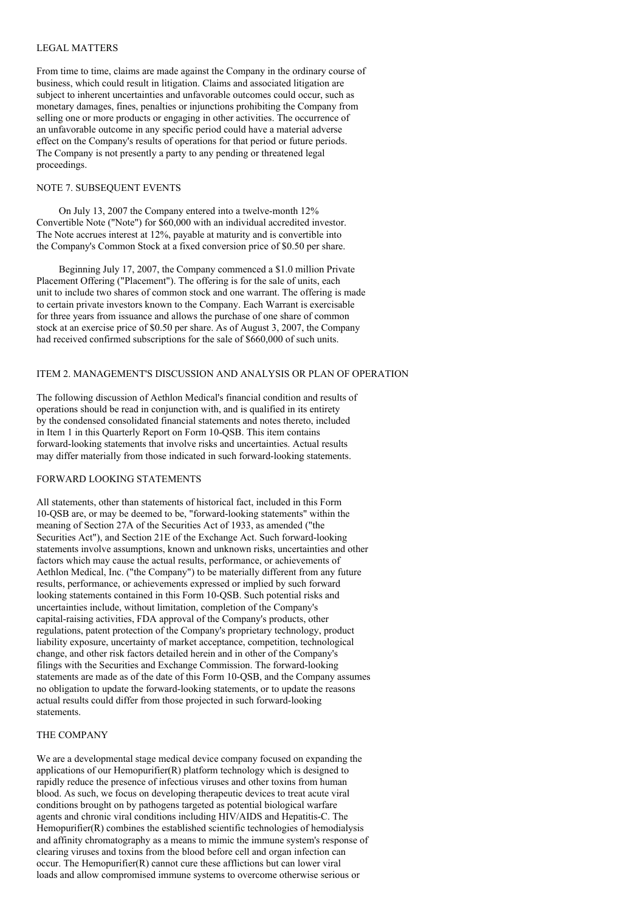### LEGAL MATTERS

From time to time, claims are made against the Company in the ordinary course of business, which could result in litigation. Claims and associated litigation are subject to inherent uncertainties and unfavorable outcomes could occur, such as monetary damages, fines, penalties or injunctions prohibiting the Company from selling one or more products or engaging in other activities. The occurrence of an unfavorable outcome in any specific period could have a material adverse effect on the Company's results of operations for that period or future periods. The Company is not presently a party to any pending or threatened legal proceedings.

### NOTE 7. SUBSEQUENT EVENTS

On July 13, 2007 the Company entered into a twelve-month 12% Convertible Note ("Note") for $60,000 with an individual accredited investor. The Note accrues interest at 12%, payable at maturity and is convertible into the Company's Common Stock at a fixed conversion price of $0.50 per share.

Beginning July 17, 2007, the Company commenced a $1.0 million Private Placement Offering ("Placement"). The offering is for the sale of units, each unit to include two shares of common stock and one warrant. The offering is made to certain private investors known to the Company. Each Warrant is exercisable for three years from issuance and allows the purchase of one share of common stock at an exercise price of $0.50 per share. As of August 3, 2007, the Company had received confirmed subscriptions for the sale of $660,000 of such units.

## ITEM 2. MANAGEMENT'S DISCUSSION AND ANALYSIS OR PLAN OF OPERATION

The following discussion of Aethlon Medical's financial condition and results of operations should be read in conjunction with, and is qualified in its entirety by the condensed consolidated financial statements and notes thereto, included in Item 1 in this Quarterly Report on Form 10-QSB. This item contains forward-looking statements that involve risks and uncertainties. Actual results may differ materially from those indicated in such forward-looking statements.

### FORWARD LOOKING STATEMENTS

All statements, other than statements of historical fact, included in this Form 10-QSB are, or may be deemed to be, "forward-looking statements" within the meaning of Section 27A of the Securities Act of 1933, as amended ("the Securities Act"), and Section 21E of the Exchange Act. Such forward-looking statements involve assumptions, known and unknown risks, uncertainties and other factors which may cause the actual results, performance, or achievements of Aethlon Medical, Inc. ("the Company") to be materially different from any future results, performance, or achievements expressed or implied by such forward looking statements contained in this Form 10-QSB. Such potential risks and uncertainties include, without limitation, completion of the Company's capital-raising activities, FDA approval of the Company's products, other regulations, patent protection of the Company's proprietary technology, product liability exposure, uncertainty of market acceptance, competition, technological change, and other risk factors detailed herein and in other of the Company's filings with the Securities and Exchange Commission. The forward-looking statements are made as of the date of this Form 10-QSB, and the Company assumes no obligation to update the forward-looking statements, or to update the reasons actual results could differ from those projected in such forward-looking statements.

### THE COMPANY

We are a developmental stage medical device company focused on expanding the applications of our Hemopurifier(R) platform technology which is designed to rapidly reduce the presence of infectious viruses and other toxins from human blood. As such, we focus on developing therapeutic devices to treat acute viral conditions brought on by pathogens targeted as potential biological warfare agents and chronic viral conditions including HIV/AIDS and Hepatitis-C. The Hemopurifier(R) combines the established scientific technologies of hemodialysis and affinity chromatography as a means to mimic the immune system's response of clearing viruses and toxins from the blood before cell and organ infection can occur. The Hemopurifier(R) cannot cure these afflictions but can lower viral loads and allow compromised immune systems to overcome otherwise serious or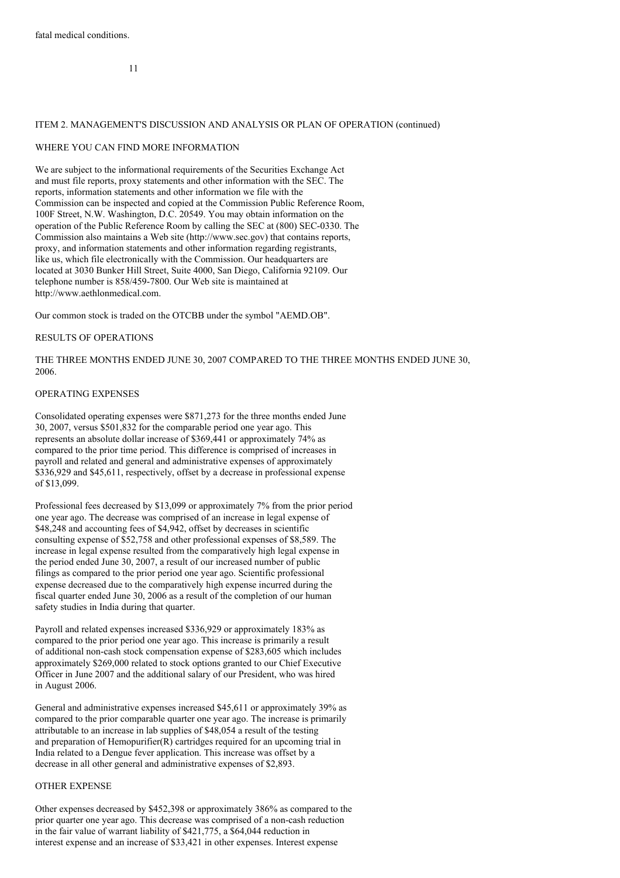fatal medical conditions.

ITEM 2. MANAGEMENT'S DISCUSSION AND ANALYSIS OR PLAN OF OPERATION (continued)

WHERE YOU CAN FIND MORE INFORMATION

We are subject to the informational requirements of the Securities Exchange Act and must file reports, proxy statements and other information with the SEC. The reports, information statements and other information we file with the Commission can be inspected and copied at the Commission Public Reference Room, 100F Street, N.W. Washington, D.C. 20549. You may obtain information on the operation of the Public Reference Room by calling the SEC at (800) SEC-0330. The Commission also maintains a Web site (http://www.sec.gov) that contains reports, proxy, and information statements and other information regarding registrants, like us, which file electronically with the Commission. Our headquarters are located at 3030 Bunker Hill Street, Suite 4000, San Diego, California 92109. Our telephone number is 858/459-7800. Our Web site is maintained at http://www.aethlonmedical.com.

Our common stock is traded on the OTCBB under the symbol "AEMD.OB".

RESULTS OF OPERATIONS

THE THREE MONTHS ENDED JUNE 30, 2007 COMPARED TO THE THREE MONTHS ENDED JUNE 30, 2006.

OPERATING EXPENSES

Consolidated operating expenses were $871,273 for the three months ended June 30, 2007, versus $501,832 for the comparable period one year ago. This represents an absolute dollar increase of $369,441 or approximately 74% as compared to the prior time period. This difference is comprised of increases in payroll and related and general and administrative expenses of approximately $336,929 and $45,611, respectively, offset by a decrease in professional expense of $13,099.

Professional fees decreased by $13,099 or approximately 7% from the prior period one year ago. The decrease was comprised of an increase in legal expense of $48,248 and accounting fees of $4,942, offset by decreases in scientific consulting expense of $52,758 and other professional expenses of $8,589. The increase in legal expense resulted from the comparatively high legal expense in the period ended June 30, 2007, a result of our increased number of public filings as compared to the prior period one year ago. Scientific professional expense decreased due to the comparatively high expense incurred during the fiscal quarter ended June 30, 2006 as a result of the completion of our human safety studies in India during that quarter.

Payroll and related expenses increased $336,929 or approximately 183% as compared to the prior period one year ago. This increase is primarily a result of additional non-cash stock compensation expense of $283,605 which includes approximately $269,000 related to stock options granted to our Chief Executive Officer in June 2007 and the additional salary of our President, who was hired in August 2006.

General and administrative expenses increased $45,611 or approximately 39% as compared to the prior comparable quarter one year ago. The increase is primarily attributable to an increase in lab supplies of $48,054 a result of the testing and preparation of Hemopurifier(R) cartridges required for an upcoming trial in India related to a Dengue fever application. This increase was offset by a decrease in all other general and administrative expenses of $2,893.

OTHER EXPENSE

Other expenses decreased by $452,398 or approximately 386% as compared to the prior quarter one year ago. This decrease was comprised of a non-cash reduction in the fair value of warrant liability of $421,775, a $64,044 reduction in interest expense and an increase of $33,421 in other expenses. Interest expense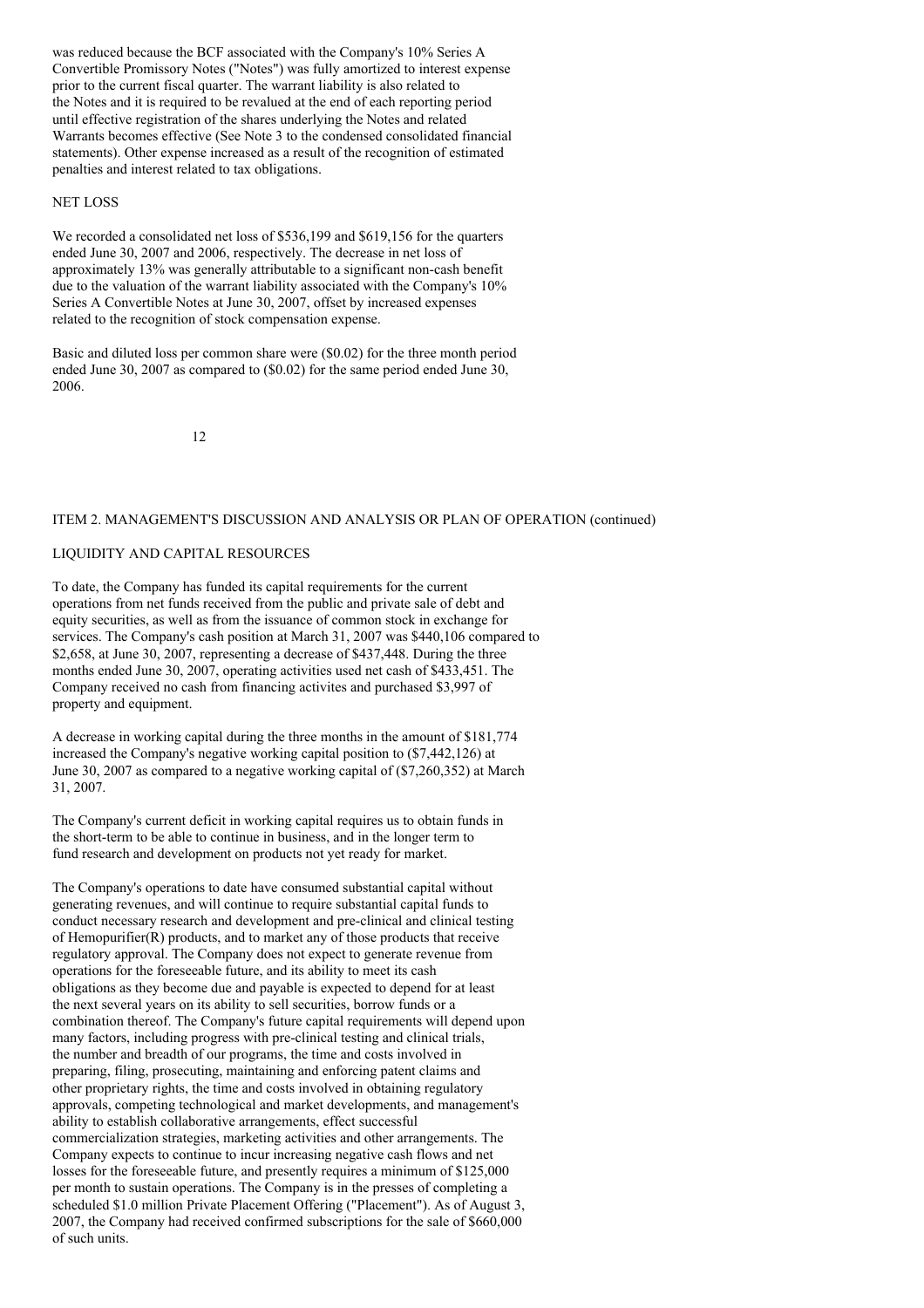was reduced because the BCF associated with the Company's 10% Series A Convertible Promissory Notes ("Notes") was fully amortized to interest expense prior to the current fiscal quarter. The warrant liability is also related to the Notes and it is required to be revalued at the end of each reporting period until effective registration of the shares underlying the Notes and related Warrants becomes effective (See Note 3 to the condensed consolidated financial statements). Other expense increased as a result of the recognition of estimated penalties and interest related to tax obligations.

NET LOSS

We recorded a consolidated net loss of $536,199 and $619,156 for the quarters ended June 30, 2007 and 2006, respectively. The decrease in net loss of approximately 13% was generally attributable to a significant non-cash benefit due to the valuation of the warrant liability associated with the Company's 10% Series A Convertible Notes at June 30, 2007, offset by increased expenses related to the recognition of stock compensation expense.

Basic and diluted loss per common share were ($0.02) for the three month period ended June 30, 2007 as compared to ($0.02) for the same period ended June 30, 2006.

ITEM 2. MANAGEMENT'S DISCUSSION AND ANALYSIS OR PLAN OF OPERATION (continued)

LIQUIDITY AND CAPITAL RESOURCES

To date, the Company has funded its capital requirements for the current operations from net funds received from the public and private sale of debt and equity securities, as well as from the issuance of common stock in exchange for services. The Company's cash position at March 31, 2007 was $440,106 compared to $2,658, at June 30, 2007, representing a decrease of $437,448. During the three months ended June 30, 2007, operating activities used net cash of $433,451. The Company received no cash from financing activites and purchased $3,997 of property and equipment.

A decrease in working capital during the three months in the amount of $181,774 increased the Company's negative working capital position to ($7,442,126) at June 30, 2007 as compared to a negative working capital of ($7,260,352) at March 31, 2007.

The Company's current deficit in working capital requires us to obtain funds in the short-term to be able to continue in business, and in the longer term to fund research and development on products not yet ready for market.

The Company's operations to date have consumed substantial capital without generating revenues, and will continue to require substantial capital funds to conduct necessary research and development and pre-clinical and clinical testing of Hemopurifier(R) products, and to market any of those products that receive regulatory approval. The Company does not expect to generate revenue from operations for the foreseeable future, and its ability to meet its cash obligations as they become due and payable is expected to depend for at least the next several years on its ability to sell securities, borrow funds or a combination thereof. The Company's future capital requirements will depend upon many factors, including progress with pre-clinical testing and clinical trials, the number and breadth of our programs, the time and costs involved in preparing, filing, prosecuting, maintaining and enforcing patent claims and other proprietary rights, the time and costs involved in obtaining regulatory approvals, competing technological and market developments, and management's ability to establish collaborative arrangements, effect successful commercialization strategies, marketing activities and other arrangements. The Company expects to continue to incur increasing negative cash flows and net losses for the foreseeable future, and presently requires a minimum of $125,000 per month to sustain operations. The Company is in the presses of completing a scheduled $1.0 million Private Placement Offering ("Placement"). As of August 3, 2007, the Company had received confirmed subscriptions for the sale of $660,000 of such units.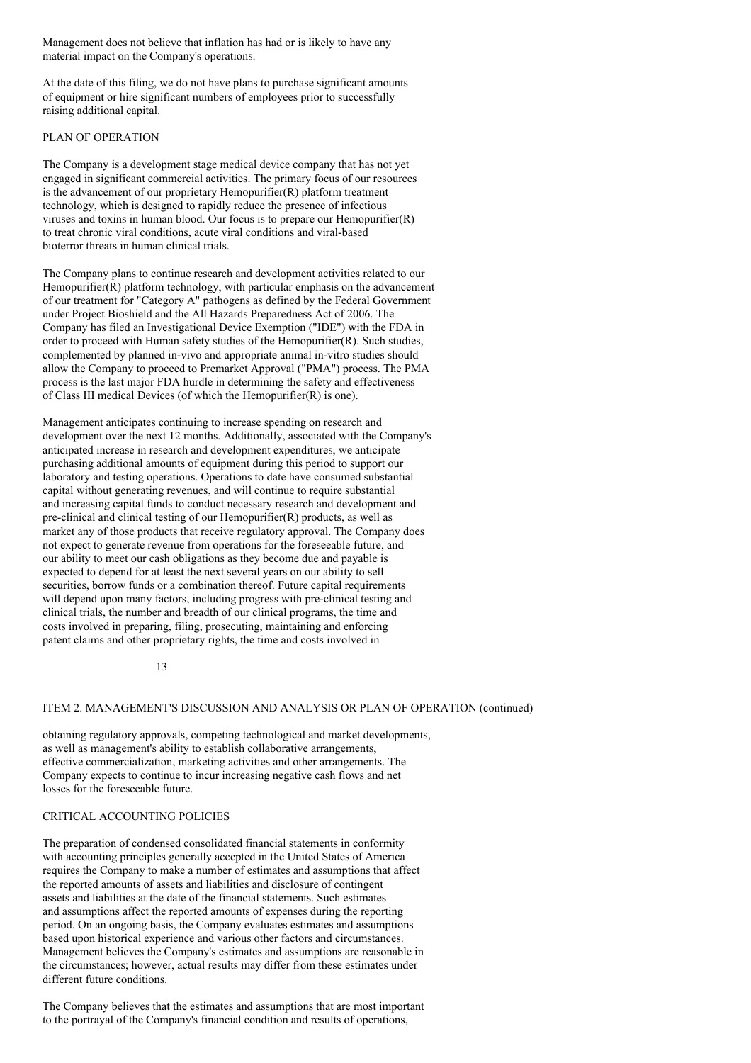Management does not believe that inflation has had or is likely to have any material impact on the Company's operations.

At the date of this filing, we do not have plans to purchase significant amounts of equipment or hire significant numbers of employees prior to successfully raising additional capital.

## PLAN OF OPERATION

The Company is a development stage medical device company that has not yet engaged in significant commercial activities. The primary focus of our resources is the advancement of our proprietary Hemopurifier(R) platform treatment technology, which is designed to rapidly reduce the presence of infectious viruses and toxins in human blood. Our focus is to prepare our Hemopurifier(R) to treat chronic viral conditions, acute viral conditions and viral-based bioterror threats in human clinical trials.

The Company plans to continue research and development activities related to our Hemopurifier(R) platform technology, with particular emphasis on the advancement of our treatment for "Category A" pathogens as defined by the Federal Government under Project Bioshield and the All Hazards Preparedness Act of 2006. The Company has filed an Investigational Device Exemption ("IDE") with the FDA in order to proceed with Human safety studies of the Hemopurifier(R). Such studies, complemented by planned in-vivo and appropriate animal in-vitro studies should allow the Company to proceed to Premarket Approval ("PMA") process. The PMA process is the last major FDA hurdle in determining the safety and effectiveness of Class III medical Devices (of which the Hemopurifier(R) is one).

Management anticipates continuing to increase spending on research and development over the next 12 months. Additionally, associated with the Company's anticipated increase in research and development expenditures, we anticipate purchasing additional amounts of equipment during this period to support our laboratory and testing operations. Operations to date have consumed substantial capital without generating revenues, and will continue to require substantial and increasing capital funds to conduct necessary research and development and pre-clinical and clinical testing of our Hemopurifier(R) products, as well as market any of those products that receive regulatory approval. The Company does not expect to generate revenue from operations for the foreseeable future, and our ability to meet our cash obligations as they become due and payable is expected to depend for at least the next several years on our ability to sell securities, borrow funds or a combination thereof. Future capital requirements will depend upon many factors, including progress with pre-clinical testing and clinical trials, the number and breadth of our clinical programs, the time and costs involved in preparing, filing, prosecuting, maintaining and enforcing patent claims and other proprietary rights, the time and costs involved in obtaining regulatory approvals, competing technological and market developments, as well as management's ability to establish collaborative arrangements, effective commercialization, marketing activities and other arrangements. The Company expects to continue to incur increasing negative cash flows and net losses for the foreseeable future.

## CRITICAL ACCOUNTING POLICIES

The preparation of condensed consolidated financial statements in conformity with accounting principles generally accepted in the United States of America requires the Company to make a number of estimates and assumptions that affect the reported amounts of assets and liabilities and disclosure of contingent assets and liabilities at the date of the financial statements. Such estimates and assumptions affect the reported amounts of expenses during the reporting period. On an ongoing basis, the Company evaluates estimates and assumptions based upon historical experience and various other factors and circumstances. Management believes the Company's estimates and assumptions are reasonable in the circumstances; however, actual results may differ from these estimates under different future conditions.

The Company believes that the estimates and assumptions that are most important to the portrayal of the Company's financial condition and results of operations,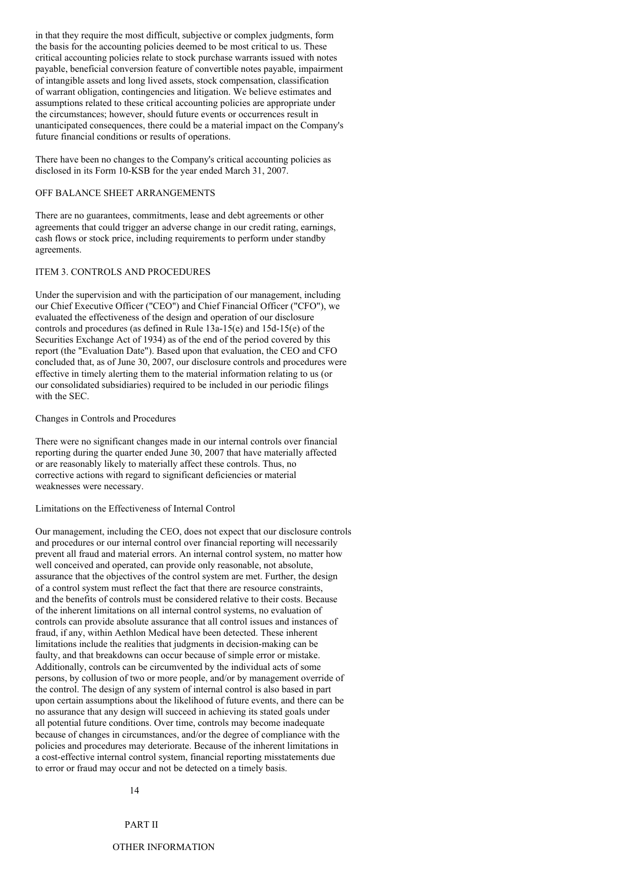in that they require the most difficult, subjective or complex judgments, form the basis for the accounting policies deemed to be most critical to us. These critical accounting policies relate to stock purchase warrants issued with notes payable, beneficial conversion feature of convertible notes payable, impairment of intangible assets and long lived assets, stock compensation, classification of warrant obligation, contingencies and litigation. We believe estimates and assumptions related to these critical accounting policies are appropriate under the circumstances; however, should future events or occurrences result in unanticipated consequences, there could be a material impact on the Company's future financial conditions or results of operations.

There have been no changes to the Company's critical accounting policies as disclosed in its Form 10-KSB for the year ended March 31, 2007.

## OFF BALANCE SHEET ARRANGEMENTS

There are no guarantees, commitments, lease and debt agreements or other agreements that could trigger an adverse change in our credit rating, earnings, cash flows or stock price, including requirements to perform under standby agreements.

## ITEM 3. CONTROLS AND PROCEDURES

Under the supervision and with the participation of our management, including our Chief Executive Officer ("CEO") and Chief Financial Officer ("CFO"), we evaluated the effectiveness of the design and operation of our disclosure controls and procedures (as defined in Rule 13a-15(e) and 15d-15(e) of the Securities Exchange Act of 1934) as of the end of the period covered by this report (the "Evaluation Date"). Based upon that evaluation, the CEO and CFO concluded that, as of June 30, 2007, our disclosure controls and procedures were effective in timely alerting them to the material information relating to us (or our consolidated subsidiaries) required to be included in our periodic filings with the SEC.

### Changes in Controls and Procedures

There were no significant changes made in our internal controls over financial reporting during the quarter ended June 30, 2007 that have materially affected or are reasonably likely to materially affect these controls. Thus, no corrective actions with regard to significant deficiencies or material weaknesses were necessary.

### Limitations on the Effectiveness of Internal Control

Our management, including the CEO, does not expect that our disclosure controls and procedures or our internal control over financial reporting will necessarily prevent all fraud and material errors. An internal control system, no matter how well conceived and operated, can provide only reasonable, not absolute, assurance that the objectives of the control system are met. Further, the design of a control system must reflect the fact that there are resource constraints, and the benefits of controls must be considered relative to their costs. Because of the inherent limitations on all internal control systems, no evaluation of controls can provide absolute assurance that all control issues and instances of fraud, if any, within Aethlon Medical have been detected. These inherent limitations include the realities that judgments in decision-making can be faulty, and that breakdowns can occur because of simple error or mistake. Additionally, controls can be circumvented by the individual acts of some persons, by collusion of two or more people, and/or by management override of the control. The design of any system of internal control is also based in part upon certain assumptions about the likelihood of future events, and there can be no assurance that any design will succeed in achieving its stated goals under all potential future conditions. Over time, controls may become inadequate because of changes in circumstances, and/or the degree of compliance with the policies and procedures may deteriorate. Because of the inherent limitations in a cost-effective internal control system, financial reporting misstatements due to error or fraud may occur and not be detected on a timely basis.

# PART II

# OTHER INFORMATION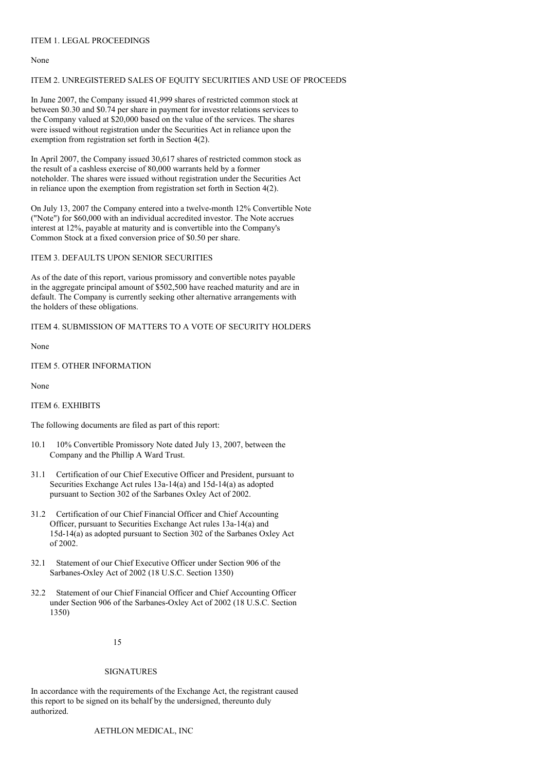## ITEM 1. LEGAL PROCEEDINGS

None

## ITEM 2. UNREGISTERED SALES OF EQUITY SECURITIES AND USE OF PROCEEDS

In June 2007, the Company issued 41,999 shares of restricted common stock at between $0.30 and $0.74 per share in payment for investor relations services to the Company valued at $20,000 based on the value of the services. The shares were issued without registration under the Securities Act in reliance upon the exemption from registration set forth in Section 4(2).

In April 2007, the Company issued 30,617 shares of restricted common stock as the result of a cashless exercise of 80,000 warrants held by a former noteholder. The shares were issued without registration under the Securities Act in reliance upon the exemption from registration set forth in Section 4(2).

On July 13, 2007 the Company entered into a twelve-month 12% Convertible Note ("Note") for $60,000 with an individual accredited investor. The Note accrues interest at 12%, payable at maturity and is convertible into the Company's Common Stock at a fixed conversion price of $0.50 per share.

## ITEM 3. DEFAULTS UPON SENIOR SECURITIES

As of the date of this report, various promissory and convertible notes payable in the aggregate principal amount of $502,500 have reached maturity and are in default. The Company is currently seeking other alternative arrangements with the holders of these obligations.

## ITEM 4. SUBMISSION OF MATTERS TO A VOTE OF SECURITY HOLDERS

None

## ITEM 5. OTHER INFORMATION

None

## ITEM 6. EXHIBITS

The following documents are filed as part of this report:

- 10.1 10% Convertible Promissory Note dated July 13, 2007, between the Company and the Phillip A Ward Trust.
- 31.1 Certification of our Chief Executive Officer and President, pursuant to Securities Exchange Act rules 13a-14(a) and 15d-14(a) as adopted pursuant to Section 302 of the Sarbanes Oxley Act of 2002.
- 31.2 Certification of our Chief Financial Officer and Chief Accounting Officer, pursuant to Securities Exchange Act rules 13a-14(a) and 15d-14(a) as adopted pursuant to Section 302 of the Sarbanes Oxley Act of 2002.
- 32.1 Statement of our Chief Executive Officer under Section 906 of the Sarbanes-Oxley Act of 2002 (18 U.S.C. Section 1350)
- 32.2 Statement of our Chief Financial Officer and Chief Accounting Officer under Section 906 of the Sarbanes-Oxley Act of 2002 (18 U.S.C. Section 1350)

## SIGNATURES

In accordance with the requirements of the Exchange Act, the registrant caused this report to be signed on its behalf by the undersigned, thereunto duly authorized.

AETHLON MEDICAL, INC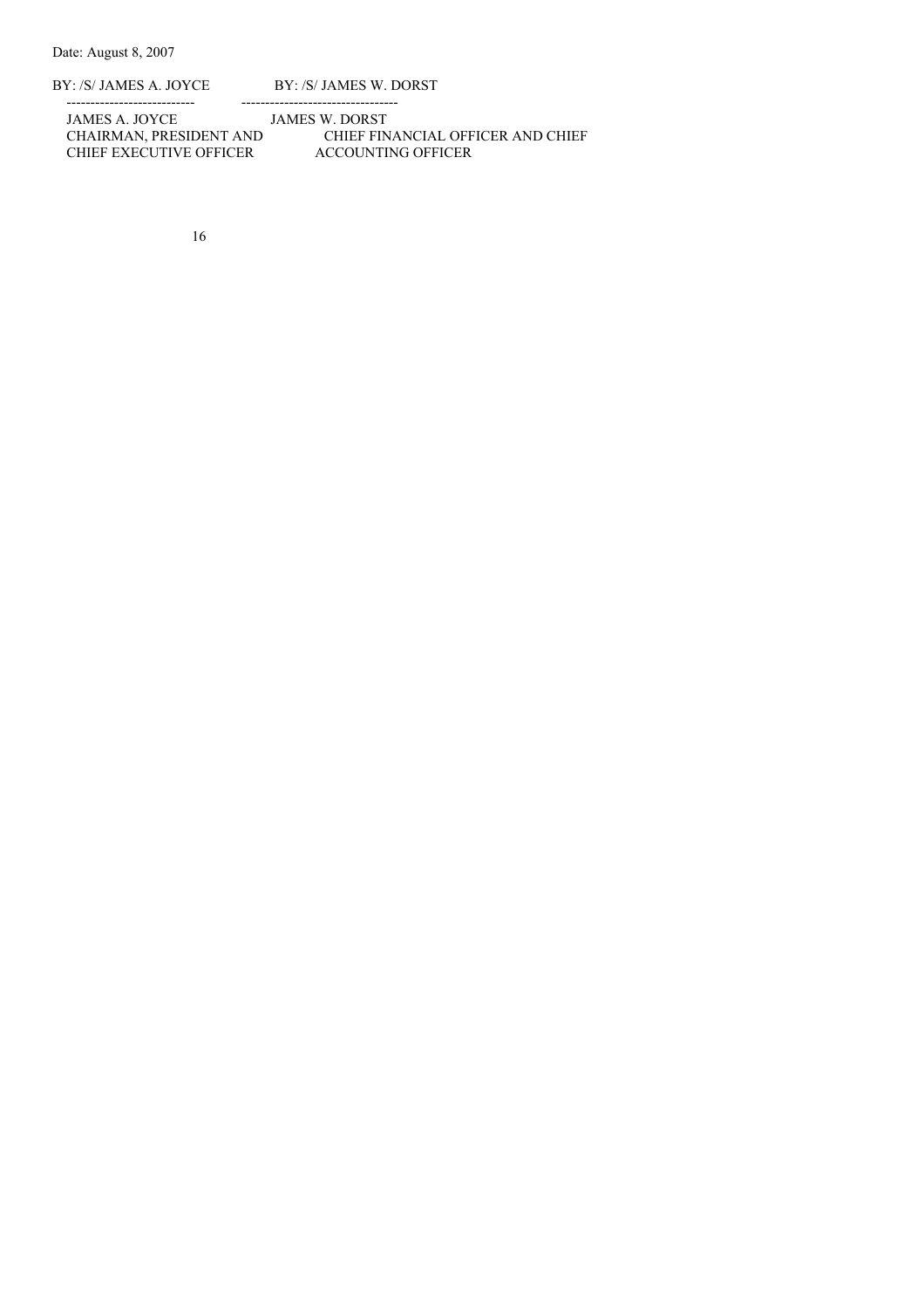Date: August 8, 2007

| BY: /S/ JAMES A. JOYCE | BY: /S/ JAMES W. DORST |
| --- | --- |
| JAMES A. JOYCE | JAMES W. DORST |
| CHAIRMAN, PRESIDENT AND CHIEF EXECUTIVE OFFICER | CHIEF FINANCIAL OFFICER AND CHIEF ACCOUNTING OFFICER |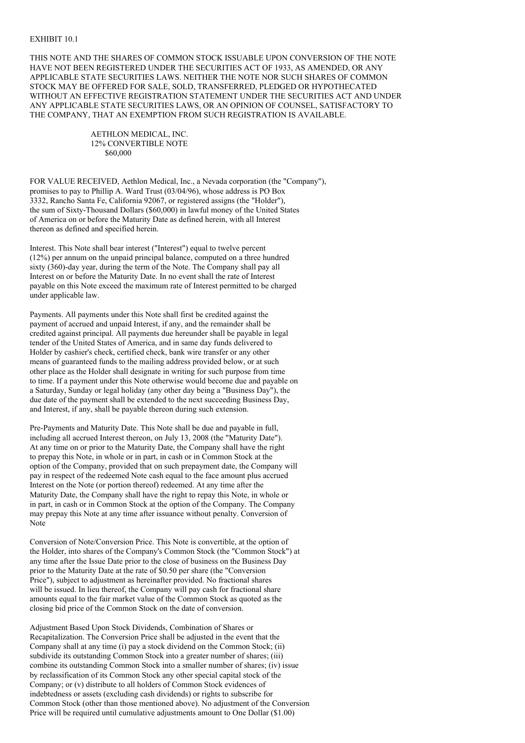EXHIBIT 10.1

THIS NOTE AND THE SHARES OF COMMON STOCK ISSUABLE UPON CONVERSION OF THE NOTE HAVE NOT BEEN REGISTERED UNDER THE SECURITIES ACT OF 1933, AS AMENDED, OR ANY APPLICABLE STATE SECURITIES LAWS. NEITHER THE NOTE NOR SUCH SHARES OF COMMON STOCK MAY BE OFFERED FOR SALE, SOLD, TRANSFERRED, PLEDGED OR HYPOTHECATED WITHOUT AN EFFECTIVE REGISTRATION STATEMENT UNDER THE SECURITIES ACT AND UNDER ANY APPLICABLE STATE SECURITIES LAWS, OR AN OPINION OF COUNSEL, SATISFACTORY TO THE COMPANY, THAT AN EXEMPTION FROM SUCH REGISTRATION IS AVAILABLE.

AETHLON MEDICAL, INC.
12% CONVERTIBLE NOTE
$60,000

FOR VALUE RECEIVED, Aethlon Medical, Inc., a Nevada corporation (the "Company"), promises to pay to Phillip A. Ward Trust (03/04/96), whose address is PO Box 3332, Rancho Santa Fe, California 92067, or registered assigns (the "Holder"), the sum of Sixty-Thousand Dollars ($60,000) in lawful money of the United States of America on or before the Maturity Date as defined herein, with all Interest thereon as defined and specified herein.

Interest. This Note shall bear interest ("Interest") equal to twelve percent (12%) per annum on the unpaid principal balance, computed on a three hundred sixty (360)-day year, during the term of the Note. The Company shall pay all Interest on or before the Maturity Date. In no event shall the rate of Interest payable on this Note exceed the maximum rate of Interest permitted to be charged under applicable law.

Payments. All payments under this Note shall first be credited against the payment of accrued and unpaid Interest, if any, and the remainder shall be credited against principal. All payments due hereunder shall be payable in legal tender of the United States of America, and in same day funds delivered to Holder by cashier's check, certified check, bank wire transfer or any other means of guaranteed funds to the mailing address provided below, or at such other place as the Holder shall designate in writing for such purpose from time to time. If a payment under this Note otherwise would become due and payable on a Saturday, Sunday or legal holiday (any other day being a "Business Day"), the due date of the payment shall be extended to the next succeeding Business Day, and Interest, if any, shall be payable thereon during such extension.

Pre-Payments and Maturity Date. This Note shall be due and payable in full, including all accrued Interest thereon, on July 13, 2008 (the "Maturity Date"). At any time on or prior to the Maturity Date, the Company shall have the right to prepay this Note, in whole or in part, in cash or in Common Stock at the option of the Company, provided that on such prepayment date, the Company will pay in respect of the redeemed Note cash equal to the face amount plus accrued Interest on the Note (or portion thereof) redeemed. At any time after the Maturity Date, the Company shall have the right to repay this Note, in whole or in part, in cash or in Common Stock at the option of the Company. The Company may prepay this Note at any time after issuance without penalty. Conversion of Note

Conversion of Note/Conversion Price. This Note is convertible, at the option of the Holder, into shares of the Company's Common Stock (the "Common Stock") at any time after the Issue Date prior to the close of business on the Business Day prior to the Maturity Date at the rate of $0.50 per share (the "Conversion Price"), subject to adjustment as hereinafter provided. No fractional shares will be issued. In lieu thereof, the Company will pay cash for fractional share amounts equal to the fair market value of the Common Stock as quoted as the closing bid price of the Common Stock on the date of conversion.

Adjustment Based Upon Stock Dividends, Combination of Shares or Recapitalization. The Conversion Price shall be adjusted in the event that the Company shall at any time (i) pay a stock dividend on the Common Stock; (ii) subdivide its outstanding Common Stock into a greater number of shares; (iii) combine its outstanding Common Stock into a smaller number of shares; (iv) issue by reclassification of its Common Stock any other special capital stock of the Company; or (v) distribute to all holders of Common Stock evidences of indebtedness or assets (excluding cash dividends) or rights to subscribe for Common Stock (other than those mentioned above). No adjustment of the Conversion Price will be required until cumulative adjustments amount to One Dollar ($1.00)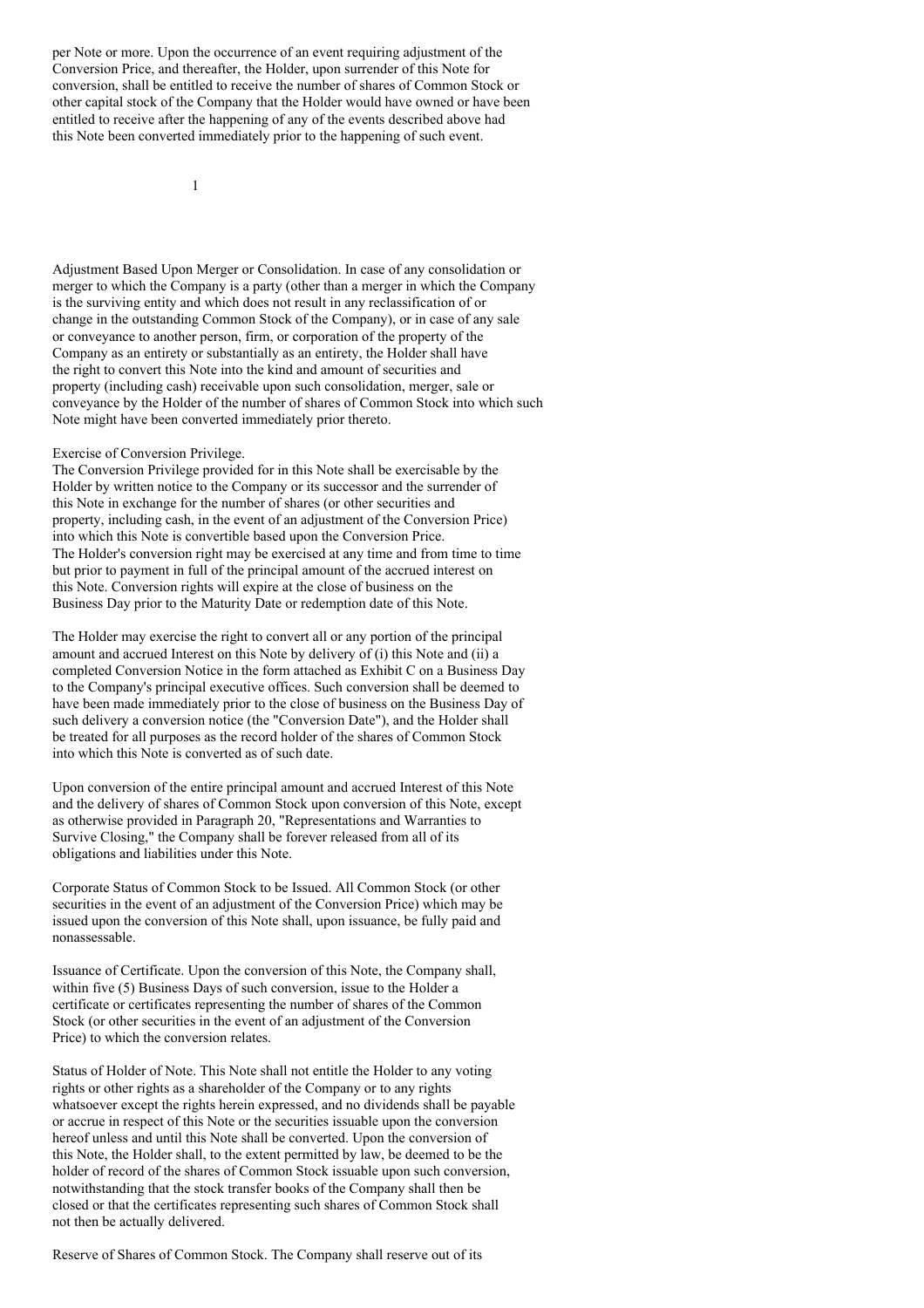per Note or more. Upon the occurrence of an event requiring adjustment of the Conversion Price, and thereafter, the Holder, upon surrender of this Note for conversion, shall be entitled to receive the number of shares of Common Stock or other capital stock of the Company that the Holder would have owned or have been entitled to receive after the happening of any of the events described above had this Note been converted immediately prior to the happening of such event.

Adjustment Based Upon Merger or Consolidation. In case of any consolidation or merger to which the Company is a party (other than a merger in which the Company is the surviving entity and which does not result in any reclassification of or change in the outstanding Common Stock of the Company), or in case of any sale or conveyance to another person, firm, or corporation of the property of the Company as an entirety or substantially as an entirety, the Holder shall have the right to convert this Note into the kind and amount of securities and property (including cash) receivable upon such consolidation, merger, sale or conveyance by the Holder of the number of shares of Common Stock into which such Note might have been converted immediately prior thereto.

Exercise of Conversion Privilege.
The Conversion Privilege provided for in this Note shall be exercisable by the Holder by written notice to the Company or its successor and the surrender of this Note in exchange for the number of shares (or other securities and property, including cash, in the event of an adjustment of the Conversion Price) into which this Note is convertible based upon the Conversion Price. The Holder's conversion right may be exercised at any time and from time to time but prior to payment in full of the principal amount of the accrued interest on this Note. Conversion rights will expire at the close of business on the Business Day prior to the Maturity Date or redemption date of this Note.

The Holder may exercise the right to convert all or any portion of the principal amount and accrued Interest on this Note by delivery of (i) this Note and (ii) a completed Conversion Notice in the form attached as Exhibit C on a Business Day to the Company's principal executive offices. Such conversion shall be deemed to have been made immediately prior to the close of business on the Business Day of such delivery a conversion notice (the "Conversion Date"), and the Holder shall be treated for all purposes as the record holder of the shares of Common Stock into which this Note is converted as of such date.

Upon conversion of the entire principal amount and accrued Interest of this Note and the delivery of shares of Common Stock upon conversion of this Note, except as otherwise provided in Paragraph 20, "Representations and Warranties to Survive Closing," the Company shall be forever released from all of its obligations and liabilities under this Note.

Corporate Status of Common Stock to be Issued. All Common Stock (or other securities in the event of an adjustment of the Conversion Price) which may be issued upon the conversion of this Note shall, upon issuance, be fully paid and nonassessable.

Issuance of Certificate. Upon the conversion of this Note, the Company shall, within five (5) Business Days of such conversion, issue to the Holder a certificate or certificates representing the number of shares of the Common Stock (or other securities in the event of an adjustment of the Conversion Price) to which the conversion relates.

Status of Holder of Note. This Note shall not entitle the Holder to any voting rights or other rights as a shareholder of the Company or to any rights whatsoever except the rights herein expressed, and no dividends shall be payable or accrue in respect of this Note or the securities issuable upon the conversion hereof unless and until this Note shall be converted. Upon the conversion of this Note, the Holder shall, to the extent permitted by law, be deemed to be the holder of record of the shares of Common Stock issuable upon such conversion, notwithstanding that the stock transfer books of the Company shall then be closed or that the certificates representing such shares of Common Stock shall not then be actually delivered.

Reserve of Shares of Common Stock. The Company shall reserve out of its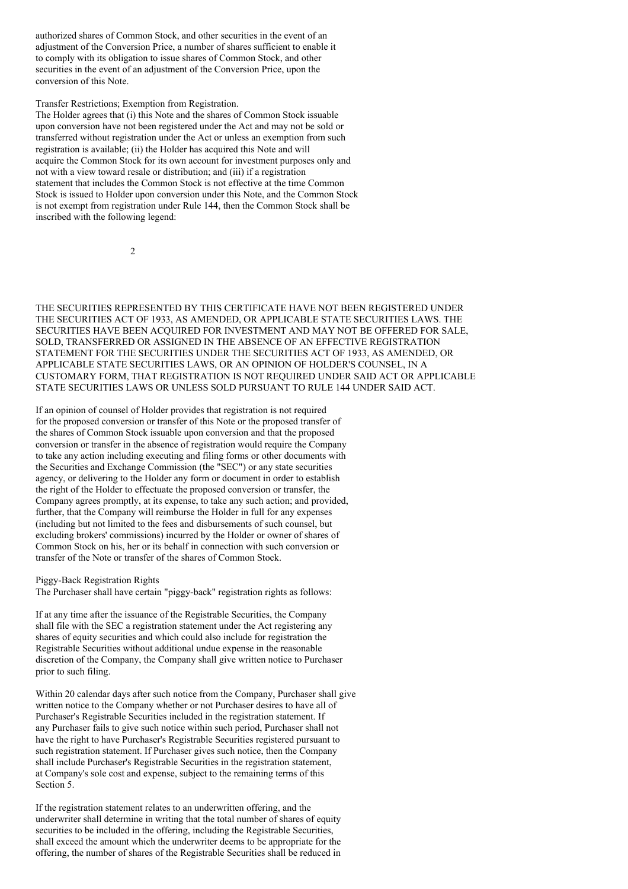authorized shares of Common Stock, and other securities in the event of an adjustment of the Conversion Price, a number of shares sufficient to enable it to comply with its obligation to issue shares of Common Stock, and other securities in the event of an adjustment of the Conversion Price, upon the conversion of this Note.

Transfer Restrictions; Exemption from Registration.
The Holder agrees that (i) this Note and the shares of Common Stock issuable upon conversion have not been registered under the Act and may not be sold or transferred without registration under the Act or unless an exemption from such registration is available; (ii) the Holder has acquired this Note and will acquire the Common Stock for its own account for investment purposes only and not with a view toward resale or distribution; and (iii) if a registration statement that includes the Common Stock is not effective at the time Common Stock is issued to Holder upon conversion under this Note, and the Common Stock is not exempt from registration under Rule 144, then the Common Stock shall be inscribed with the following legend:

THE SECURITIES REPRESENTED BY THIS CERTIFICATE HAVE NOT BEEN REGISTERED UNDER THE SECURITIES ACT OF 1933, AS AMENDED, OR APPLICABLE STATE SECURITIES LAWS. THE SECURITIES HAVE BEEN ACQUIRED FOR INVESTMENT AND MAY NOT BE OFFERED FOR SALE, SOLD, TRANSFERRED OR ASSIGNED IN THE ABSENCE OF AN EFFECTIVE REGISTRATION STATEMENT FOR THE SECURITIES UNDER THE SECURITIES ACT OF 1933, AS AMENDED, OR APPLICABLE STATE SECURITIES LAWS, OR AN OPINION OF HOLDER'S COUNSEL, IN A CUSTOMARY FORM, THAT REGISTRATION IS NOT REQUIRED UNDER SAID ACT OR APPLICABLE STATE SECURITIES LAWS OR UNLESS SOLD PURSUANT TO RULE 144 UNDER SAID ACT.

If an opinion of counsel of Holder provides that registration is not required for the proposed conversion or transfer of this Note or the proposed transfer of the shares of Common Stock issuable upon conversion and that the proposed conversion or transfer in the absence of registration would require the Company to take any action including executing and filing forms or other documents with the Securities and Exchange Commission (the "SEC") or any state securities agency, or delivering to the Holder any form or document in order to establish the right of the Holder to effectuate the proposed conversion or transfer, the Company agrees promptly, at its expense, to take any such action; and provided, further, that the Company will reimburse the Holder in full for any expenses (including but not limited to the fees and disbursements of such counsel, but excluding brokers' commissions) incurred by the Holder or owner of shares of Common Stock on his, her or its behalf in connection with such conversion or transfer of the Note or transfer of the shares of Common Stock.

Piggy-Back Registration Rights
The Purchaser shall have certain "piggy-back" registration rights as follows:

If at any time after the issuance of the Registrable Securities, the Company shall file with the SEC a registration statement under the Act registering any shares of equity securities and which could also include for registration the Registrable Securities without additional undue expense in the reasonable discretion of the Company, the Company shall give written notice to Purchaser prior to such filing.

Within 20 calendar days after such notice from the Company, Purchaser shall give written notice to the Company whether or not Purchaser desires to have all of Purchaser's Registrable Securities included in the registration statement. If any Purchaser fails to give such notice within such period, Purchaser shall not have the right to have Purchaser's Registrable Securities registered pursuant to such registration statement. If Purchaser gives such notice, then the Company shall include Purchaser's Registrable Securities in the registration statement, at Company's sole cost and expense, subject to the remaining terms of this Section 5.

If the registration statement relates to an underwritten offering, and the underwriter shall determine in writing that the total number of shares of equity securities to be included in the offering, including the Registrable Securities, shall exceed the amount which the underwriter deems to be appropriate for the offering, the number of shares of the Registrable Securities shall be reduced in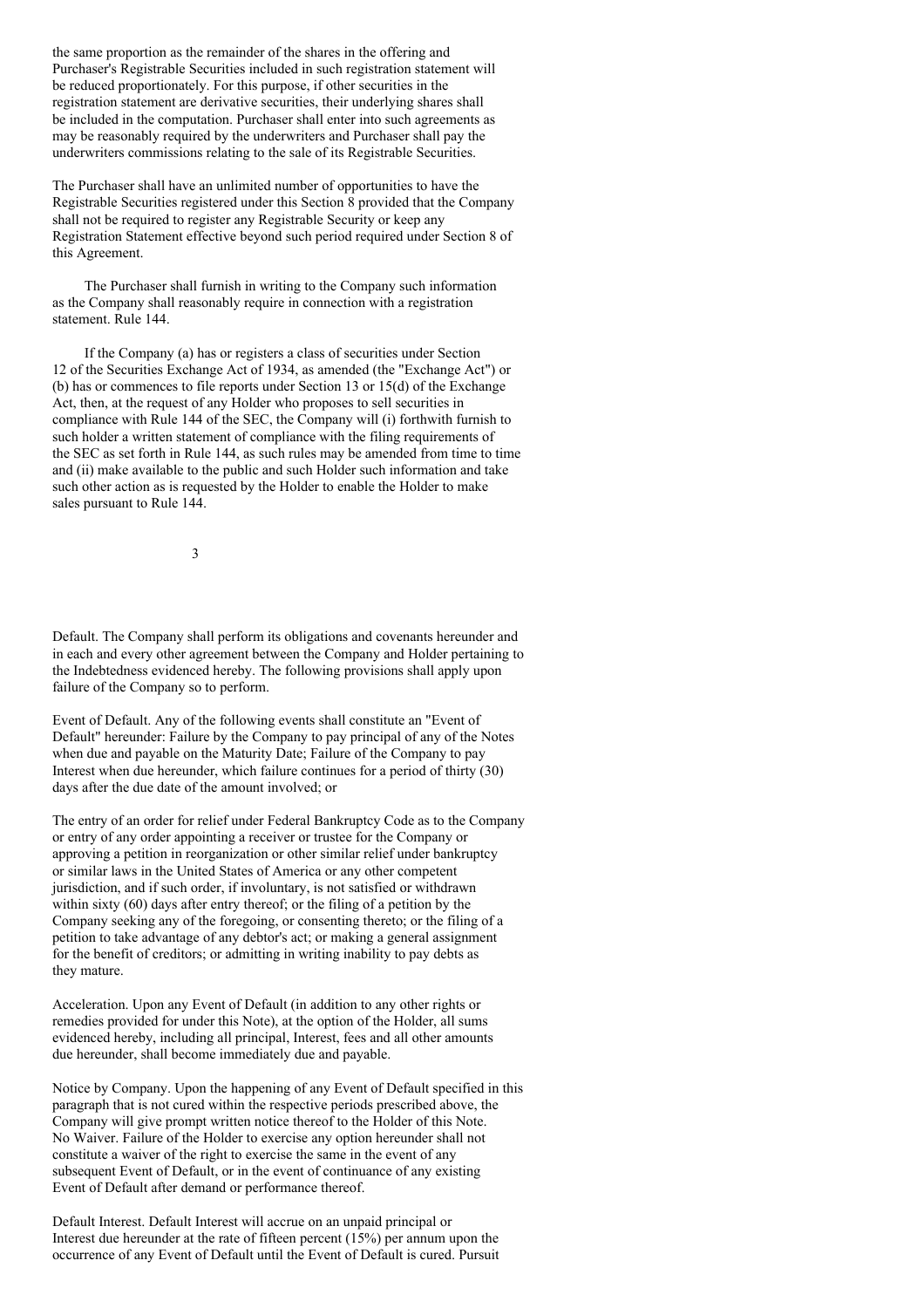the same proportion as the remainder of the shares in the offering and Purchaser's Registrable Securities included in such registration statement will be reduced proportionately. For this purpose, if other securities in the registration statement are derivative securities, their underlying shares shall be included in the computation. Purchaser shall enter into such agreements as may be reasonably required by the underwriters and Purchaser shall pay the underwriters commissions relating to the sale of its Registrable Securities.

The Purchaser shall have an unlimited number of opportunities to have the Registrable Securities registered under this Section 8 provided that the Company shall not be required to register any Registrable Security or keep any Registration Statement effective beyond such period required under Section 8 of this Agreement.

The Purchaser shall furnish in writing to the Company such information as the Company shall reasonably require in connection with a registration statement. Rule 144.

If the Company (a) has or registers a class of securities under Section 12 of the Securities Exchange Act of 1934, as amended (the "Exchange Act") or (b) has or commences to file reports under Section 13 or 15(d) of the Exchange Act, then, at the request of any Holder who proposes to sell securities in compliance with Rule 144 of the SEC, the Company will (i) forthwith furnish to such holder a written statement of compliance with the filing requirements of the SEC as set forth in Rule 144, as such rules may be amended from time to time and (ii) make available to the public and such Holder such information and take such other action as is requested by the Holder to enable the Holder to make sales pursuant to Rule 144.

Default. The Company shall perform its obligations and covenants hereunder and in each and every other agreement between the Company and Holder pertaining to the Indebtedness evidenced hereby. The following provisions shall apply upon failure of the Company so to perform.

Event of Default. Any of the following events shall constitute an "Event of Default" hereunder: Failure by the Company to pay principal of any of the Notes when due and payable on the Maturity Date; Failure of the Company to pay Interest when due hereunder, which failure continues for a period of thirty (30) days after the due date of the amount involved; or

The entry of an order for relief under Federal Bankruptcy Code as to the Company or entry of any order appointing a receiver or trustee for the Company or approving a petition in reorganization or other similar relief under bankruptcy or similar laws in the United States of America or any other competent jurisdiction, and if such order, if involuntary, is not satisfied or withdrawn within sixty (60) days after entry thereof; or the filing of a petition by the Company seeking any of the foregoing, or consenting thereto; or the filing of a petition to take advantage of any debtor's act; or making a general assignment for the benefit of creditors; or admitting in writing inability to pay debts as they mature.

Acceleration. Upon any Event of Default (in addition to any other rights or remedies provided for under this Note), at the option of the Holder, all sums evidenced hereby, including all principal, Interest, fees and all other amounts due hereunder, shall become immediately due and payable.

Notice by Company. Upon the happening of any Event of Default specified in this paragraph that is not cured within the respective periods prescribed above, the Company will give prompt written notice thereof to the Holder of this Note. No Waiver. Failure of the Holder to exercise any option hereunder shall not constitute a waiver of the right to exercise the same in the event of any subsequent Event of Default, or in the event of continuance of any existing Event of Default after demand or performance thereof.

Default Interest. Default Interest will accrue on an unpaid principal or Interest due hereunder at the rate of fifteen percent (15%) per annum upon the occurrence of any Event of Default until the Event of Default is cured. Pursuit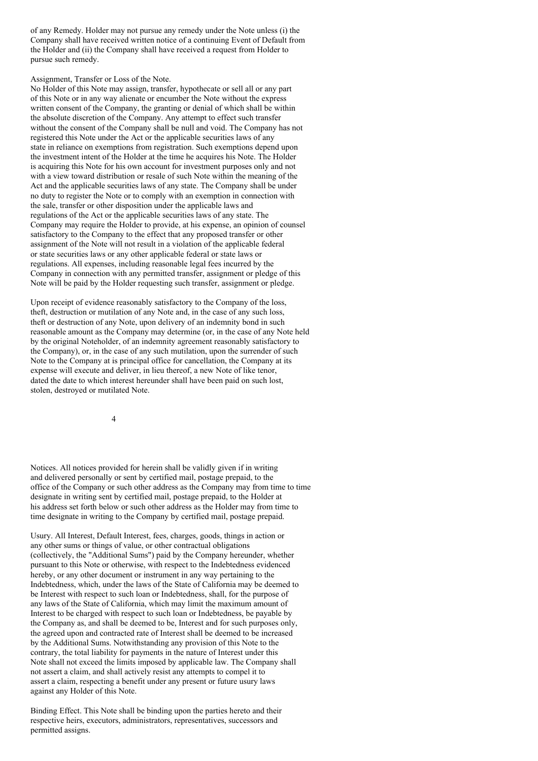of any Remedy. Holder may not pursue any remedy under the Note unless (i) the Company shall have received written notice of a continuing Event of Default from the Holder and (ii) the Company shall have received a request from Holder to pursue such remedy.

Assignment, Transfer or Loss of the Note.
No Holder of this Note may assign, transfer, hypothecate or sell all or any part of this Note or in any way alienate or encumber the Note without the express written consent of the Company, the granting or denial of which shall be within the absolute discretion of the Company. Any attempt to effect such transfer without the consent of the Company shall be null and void. The Company has not registered this Note under the Act or the applicable securities laws of any state in reliance on exemptions from registration. Such exemptions depend upon the investment intent of the Holder at the time he acquires his Note. The Holder is acquiring this Note for his own account for investment purposes only and not with a view toward distribution or resale of such Note within the meaning of the Act and the applicable securities laws of any state. The Company shall be under no duty to register the Note or to comply with an exemption in connection with the sale, transfer or other disposition under the applicable laws and regulations of the Act or the applicable securities laws of any state. The Company may require the Holder to provide, at his expense, an opinion of counsel satisfactory to the Company to the effect that any proposed transfer or other assignment of the Note will not result in a violation of the applicable federal or state securities laws or any other applicable federal or state laws or regulations. All expenses, including reasonable legal fees incurred by the Company in connection with any permitted transfer, assignment or pledge of this Note will be paid by the Holder requesting such transfer, assignment or pledge.

Upon receipt of evidence reasonably satisfactory to the Company of the loss, theft, destruction or mutilation of any Note and, in the case of any such loss, theft or destruction of any Note, upon delivery of an indemnity bond in such reasonable amount as the Company may determine (or, in the case of any Note held by the original Noteholder, of an indemnity agreement reasonably satisfactory to the Company), or, in the case of any such mutilation, upon the surrender of such Note to the Company at is principal office for cancellation, the Company at its expense will execute and deliver, in lieu thereof, a new Note of like tenor, dated the date to which interest hereunder shall have been paid on such lost, stolen, destroyed or mutilated Note.

Notices. All notices provided for herein shall be validly given if in writing and delivered personally or sent by certified mail, postage prepaid, to the office of the Company or such other address as the Company may from time to time designate in writing sent by certified mail, postage prepaid, to the Holder at his address set forth below or such other address as the Holder may from time to time designate in writing to the Company by certified mail, postage prepaid.

Usury. All Interest, Default Interest, fees, charges, goods, things in action or any other sums or things of value, or other contractual obligations (collectively, the "Additional Sums") paid by the Company hereunder, whether pursuant to this Note or otherwise, with respect to the Indebtedness evidenced hereby, or any other document or instrument in any way pertaining to the Indebtedness, which, under the laws of the State of California may be deemed to be Interest with respect to such loan or Indebtedness, shall, for the purpose of any laws of the State of California, which may limit the maximum amount of Interest to be charged with respect to such loan or Indebtedness, be payable by the Company as, and shall be deemed to be, Interest and for such purposes only, the agreed upon and contracted rate of Interest shall be deemed to be increased by the Additional Sums. Notwithstanding any provision of this Note to the contrary, the total liability for payments in the nature of Interest under this Note shall not exceed the limits imposed by applicable law. The Company shall not assert a claim, and shall actively resist any attempts to compel it to assert a claim, respecting a benefit under any present or future usury laws against any Holder of this Note.

Binding Effect. This Note shall be binding upon the parties hereto and their respective heirs, executors, administrators, representatives, successors and permitted assigns.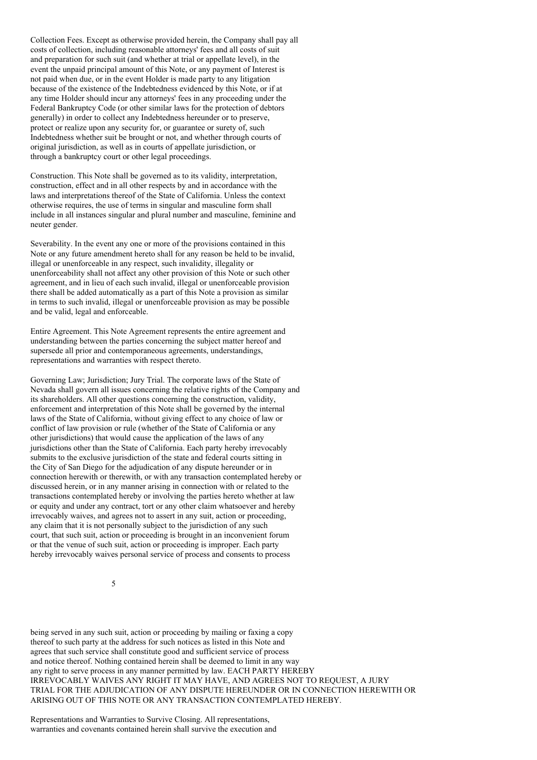Collection Fees. Except as otherwise provided herein, the Company shall pay all costs of collection, including reasonable attorneys' fees and all costs of suit and preparation for such suit (and whether at trial or appellate level), in the event the unpaid principal amount of this Note, or any payment of Interest is not paid when due, or in the event Holder is made party to any litigation because of the existence of the Indebtedness evidenced by this Note, or if at any time Holder should incur any attorneys' fees in any proceeding under the Federal Bankruptcy Code (or other similar laws for the protection of debtors generally) in order to collect any Indebtedness hereunder or to preserve, protect or realize upon any security for, or guarantee or surety of, such Indebtedness whether suit be brought or not, and whether through courts of original jurisdiction, as well as in courts of appellate jurisdiction, or through a bankruptcy court or other legal proceedings.

Construction. This Note shall be governed as to its validity, interpretation, construction, effect and in all other respects by and in accordance with the laws and interpretations thereof of the State of California. Unless the context otherwise requires, the use of terms in singular and masculine form shall include in all instances singular and plural number and masculine, feminine and neuter gender.

Severability. In the event any one or more of the provisions contained in this Note or any future amendment hereto shall for any reason be held to be invalid, illegal or unenforceable in any respect, such invalidity, illegality or unenforceability shall not affect any other provision of this Note or such other agreement, and in lieu of each such invalid, illegal or unenforceable provision there shall be added automatically as a part of this Note a provision as similar in terms to such invalid, illegal or unenforceable provision as may be possible and be valid, legal and enforceable.

Entire Agreement. This Note Agreement represents the entire agreement and understanding between the parties concerning the subject matter hereof and supersede all prior and contemporaneous agreements, understandings, representations and warranties with respect thereto.

Governing Law; Jurisdiction; Jury Trial. The corporate laws of the State of Nevada shall govern all issues concerning the relative rights of the Company and its shareholders. All other questions concerning the construction, validity, enforcement and interpretation of this Note shall be governed by the internal laws of the State of California, without giving effect to any choice of law or conflict of law provision or rule (whether of the State of California or any other jurisdictions) that would cause the application of the laws of any jurisdictions other than the State of California. Each party hereby irrevocably submits to the exclusive jurisdiction of the state and federal courts sitting in the City of San Diego for the adjudication of any dispute hereunder or in connection herewith or therewith, or with any transaction contemplated hereby or discussed herein, or in any manner arising in connection with or related to the transactions contemplated hereby or involving the parties hereto whether at law or equity and under any contract, tort or any other claim whatsoever and hereby irrevocably waives, and agrees not to assert in any suit, action or proceeding, any claim that it is not personally subject to the jurisdiction of any such court, that such suit, action or proceeding is brought in an inconvenient forum or that the venue of such suit, action or proceeding is improper. Each party hereby irrevocably waives personal service of process and consents to process being served in any such suit, action or proceeding by mailing or faxing a copy thereof to such party at the address for such notices as listed in this Note and agrees that such service shall constitute good and sufficient service of process and notice thereof. Nothing contained herein shall be deemed to limit in any way any right to serve process in any manner permitted by law. EACH PARTY HEREBY IRREVOCABLY WAIVES ANY RIGHT IT MAY HAVE, AND AGREES NOT TO REQUEST, A JURY TRIAL FOR THE ADJUDICATION OF ANY DISPUTE HEREUNDER OR IN CONNECTION HEREWITH OR ARISING OUT OF THIS NOTE OR ANY TRANSACTION CONTEMPLATED HEREBY.

Representations and Warranties to Survive Closing. All representations, warranties and covenants contained herein shall survive the execution and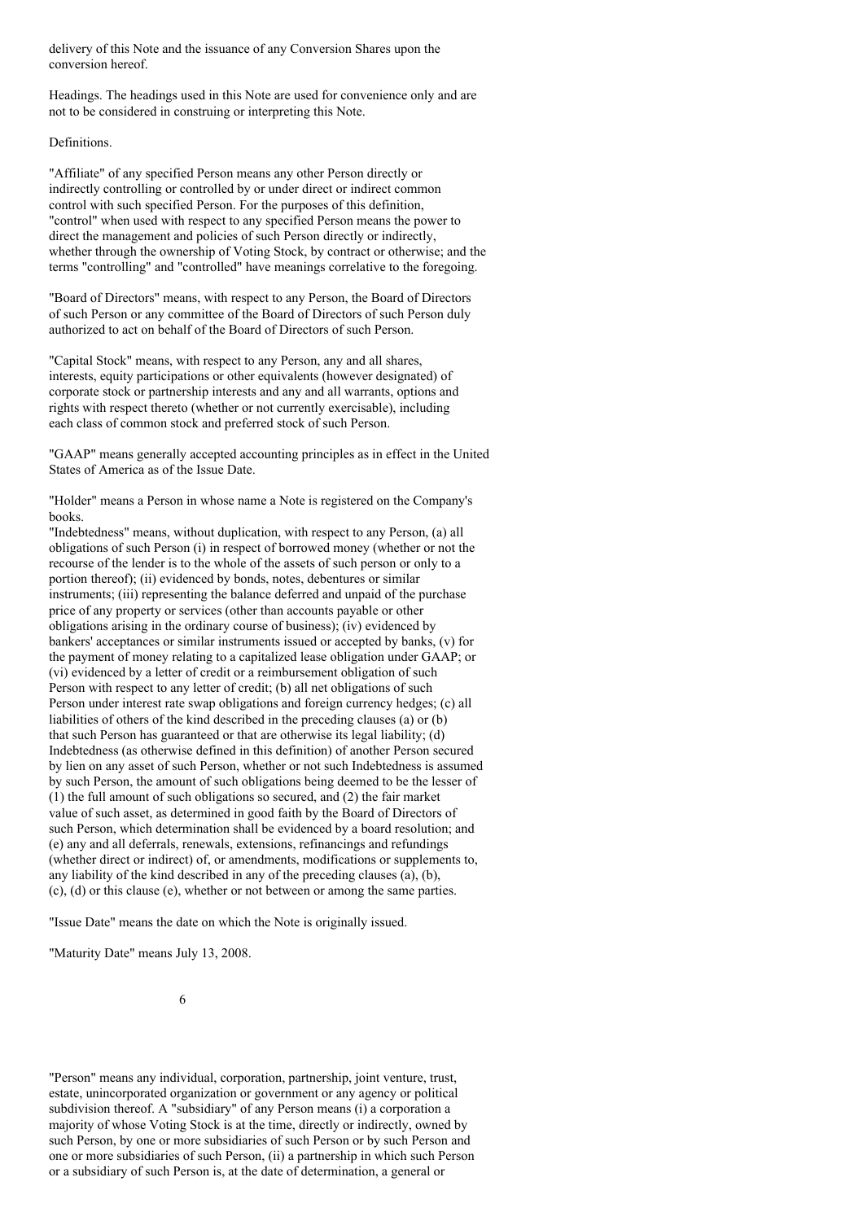delivery of this Note and the issuance of any Conversion Shares upon the conversion hereof.

Headings. The headings used in this Note are used for convenience only and are not to be considered in construing or interpreting this Note.

Definitions.

"Affiliate" of any specified Person means any other Person directly or indirectly controlling or controlled by or under direct or indirect common control with such specified Person. For the purposes of this definition, "control" when used with respect to any specified Person means the power to direct the management and policies of such Person directly or indirectly, whether through the ownership of Voting Stock, by contract or otherwise; and the terms "controlling" and "controlled" have meanings correlative to the foregoing.

"Board of Directors" means, with respect to any Person, the Board of Directors of such Person or any committee of the Board of Directors of such Person duly authorized to act on behalf of the Board of Directors of such Person.

"Capital Stock" means, with respect to any Person, any and all shares, interests, equity participations or other equivalents (however designated) of corporate stock or partnership interests and any and all warrants, options and rights with respect thereto (whether or not currently exercisable), including each class of common stock and preferred stock of such Person.

"GAAP" means generally accepted accounting principles as in effect in the United States of America as of the Issue Date.

"Holder" means a Person in whose name a Note is registered on the Company's books.

"Indebtedness" means, without duplication, with respect to any Person, (a) all obligations of such Person (i) in respect of borrowed money (whether or not the recourse of the lender is to the whole of the assets of such person or only to a portion thereof); (ii) evidenced by bonds, notes, debentures or similar instruments; (iii) representing the balance deferred and unpaid of the purchase price of any property or services (other than accounts payable or other obligations arising in the ordinary course of business); (iv) evidenced by bankers' acceptances or similar instruments issued or accepted by banks, (v) for the payment of money relating to a capitalized lease obligation under GAAP; or (vi) evidenced by a letter of credit or a reimbursement obligation of such Person with respect to any letter of credit; (b) all net obligations of such Person under interest rate swap obligations and foreign currency hedges; (c) all liabilities of others of the kind described in the preceding clauses (a) or (b) that such Person has guaranteed or that are otherwise its legal liability; (d) Indebtedness (as otherwise defined in this definition) of another Person secured by lien on any asset of such Person, whether or not such Indebtedness is assumed by such Person, the amount of such obligations being deemed to be the lesser of (1) the full amount of such obligations so secured, and (2) the fair market value of such asset, as determined in good faith by the Board of Directors of such Person, which determination shall be evidenced by a board resolution; and (e) any and all deferrals, renewals, extensions, refinancings and refundings (whether direct or indirect) of, or amendments, modifications or supplements to, any liability of the kind described in any of the preceding clauses (a), (b), (c), (d) or this clause (e), whether or not between or among the same parties.

"Issue Date" means the date on which the Note is originally issued.

"Maturity Date" means July 13, 2008.

"Person" means any individual, corporation, partnership, joint venture, trust, estate, unincorporated organization or government or any agency or political subdivision thereof. A "subsidiary" of any Person means (i) a corporation a majority of whose Voting Stock is at the time, directly or indirectly, owned by such Person, by one or more subsidiaries of such Person or by such Person and one or more subsidiaries of such Person, (ii) a partnership in which such Person or a subsidiary of such Person is, at the date of determination, a general or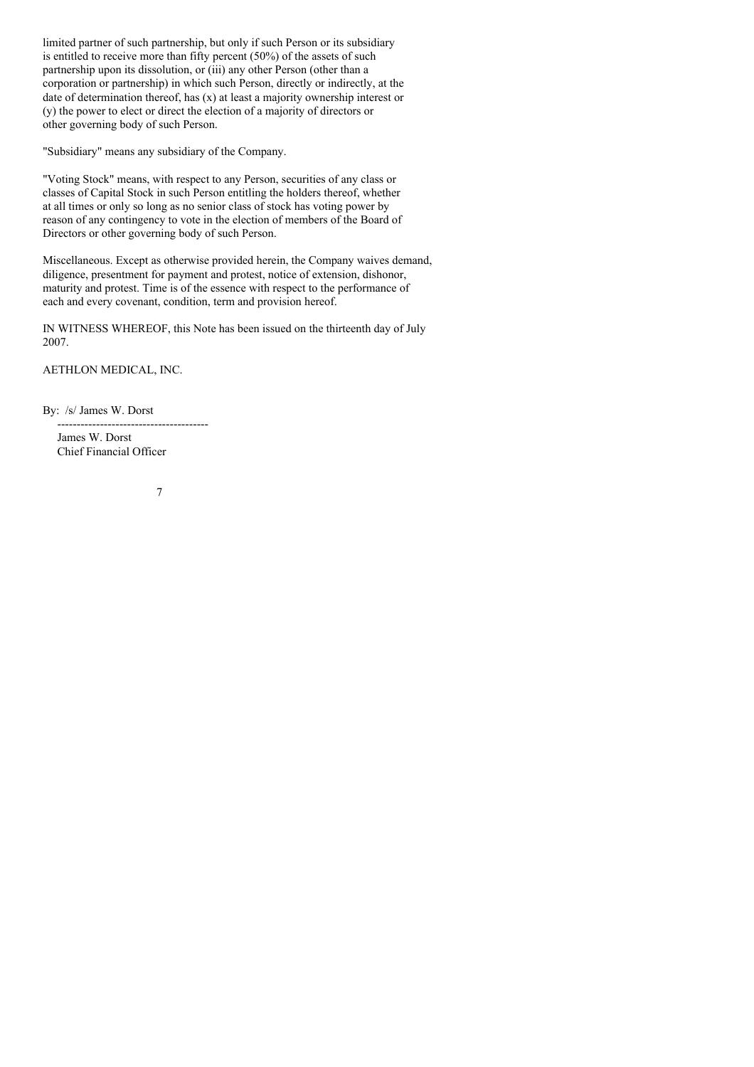limited partner of such partnership, but only if such Person or its subsidiary is entitled to receive more than fifty percent (50%) of the assets of such partnership upon its dissolution, or (iii) any other Person (other than a corporation or partnership) in which such Person, directly or indirectly, at the date of determination thereof, has (x) at least a majority ownership interest or (y) the power to elect or direct the election of a majority of directors or other governing body of such Person.

"Subsidiary" means any subsidiary of the Company.

"Voting Stock" means, with respect to any Person, securities of any class or classes of Capital Stock in such Person entitling the holders thereof, whether at all times or only so long as no senior class of stock has voting power by reason of any contingency to vote in the election of members of the Board of Directors or other governing body of such Person.

Miscellaneous. Except as otherwise provided herein, the Company waives demand, diligence, presentment for payment and protest, notice of extension, dishonor, maturity and protest. Time is of the essence with respect to the performance of each and every covenant, condition, term and provision hereof.

IN WITNESS WHEREOF, this Note has been issued on the thirteenth day of July 2007.

AETHLON MEDICAL, INC.

By: /s/ James W. Dorst

James W. Dorst
Chief Financial Officer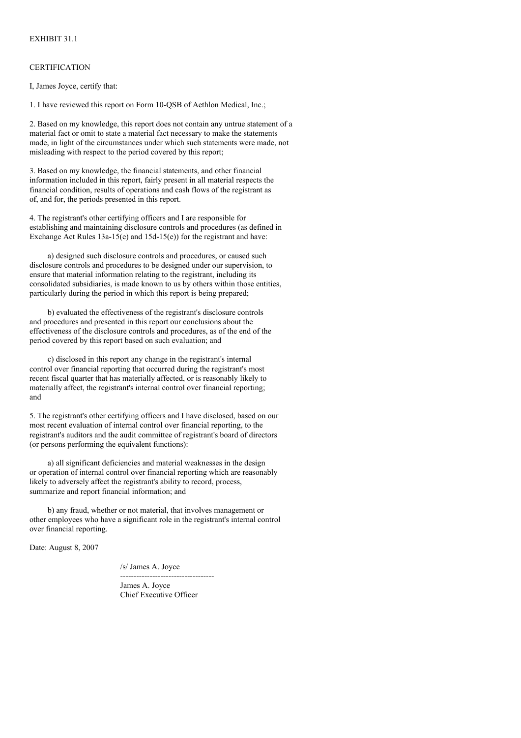EXHIBIT 31.1

CERTIFICATION

I, James Joyce, certify that:

1. I have reviewed this report on Form 10-QSB of Aethlon Medical, Inc.;

2. Based on my knowledge, this report does not contain any untrue statement of a material fact or omit to state a material fact necessary to make the statements made, in light of the circumstances under which such statements were made, not misleading with respect to the period covered by this report;

3. Based on my knowledge, the financial statements, and other financial information included in this report, fairly present in all material respects the financial condition, results of operations and cash flows of the registrant as of, and for, the periods presented in this report.

4. The registrant's other certifying officers and I are responsible for establishing and maintaining disclosure controls and procedures (as defined in Exchange Act Rules 13a-15(e) and 15d-15(e)) for the registrant and have:

a) designed such disclosure controls and procedures, or caused such disclosure controls and procedures to be designed under our supervision, to ensure that material information relating to the registrant, including its consolidated subsidiaries, is made known to us by others within those entities, particularly during the period in which this report is being prepared;

b) evaluated the effectiveness of the registrant's disclosure controls and procedures and presented in this report our conclusions about the effectiveness of the disclosure controls and procedures, as of the end of the period covered by this report based on such evaluation; and

c) disclosed in this report any change in the registrant's internal control over financial reporting that occurred during the registrant's most recent fiscal quarter that has materially affected, or is reasonably likely to materially affect, the registrant's internal control over financial reporting; and

5. The registrant's other certifying officers and I have disclosed, based on our most recent evaluation of internal control over financial reporting, to the registrant's auditors and the audit committee of registrant's board of directors (or persons performing the equivalent functions):

a) all significant deficiencies and material weaknesses in the design or operation of internal control over financial reporting which are reasonably likely to adversely affect the registrant's ability to record, process, summarize and report financial information; and

b) any fraud, whether or not material, that involves management or other employees who have a significant role in the registrant's internal control over financial reporting.

Date: August 8, 2007

/s/ James A. Joyce

----------------------------------

James A. Joyce
Chief Executive Officer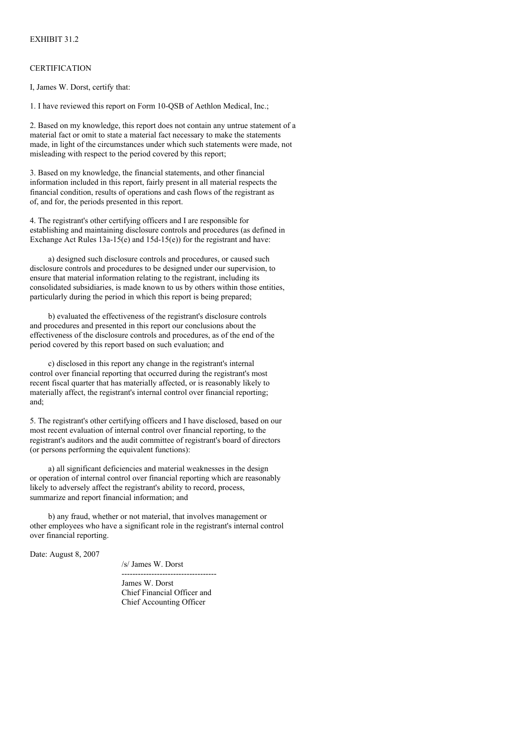EXHIBIT 31.2

CERTIFICATION

I, James W. Dorst, certify that:

1. I have reviewed this report on Form 10-QSB of Aethlon Medical, Inc.;

2. Based on my knowledge, this report does not contain any untrue statement of a material fact or omit to state a material fact necessary to make the statements made, in light of the circumstances under which such statements were made, not misleading with respect to the period covered by this report;

3. Based on my knowledge, the financial statements, and other financial information included in this report, fairly present in all material respects the financial condition, results of operations and cash flows of the registrant as of, and for, the periods presented in this report.

4. The registrant's other certifying officers and I are responsible for establishing and maintaining disclosure controls and procedures (as defined in Exchange Act Rules 13a-15(e) and 15d-15(e)) for the registrant and have:

a) designed such disclosure controls and procedures, or caused such disclosure controls and procedures to be designed under our supervision, to ensure that material information relating to the registrant, including its consolidated subsidiaries, is made known to us by others within those entities, particularly during the period in which this report is being prepared;

b) evaluated the effectiveness of the registrant's disclosure controls and procedures and presented in this report our conclusions about the effectiveness of the disclosure controls and procedures, as of the end of the period covered by this report based on such evaluation; and

c) disclosed in this report any change in the registrant's internal control over financial reporting that occurred during the registrant's most recent fiscal quarter that has materially affected, or is reasonably likely to materially affect, the registrant's internal control over financial reporting; and;

5. The registrant's other certifying officers and I have disclosed, based on our most recent evaluation of internal control over financial reporting, to the registrant's auditors and the audit committee of registrant's board of directors (or persons performing the equivalent functions):

a) all significant deficiencies and material weaknesses in the design or operation of internal control over financial reporting which are reasonably likely to adversely affect the registrant's ability to record, process, summarize and report financial information; and

b) any fraud, whether or not material, that involves management or other employees who have a significant role in the registrant's internal control over financial reporting.

Date: August 8, 2007

/s/ James W. Dorst

----------------------------------

James W. Dorst
Chief Financial Officer and
Chief Accounting Officer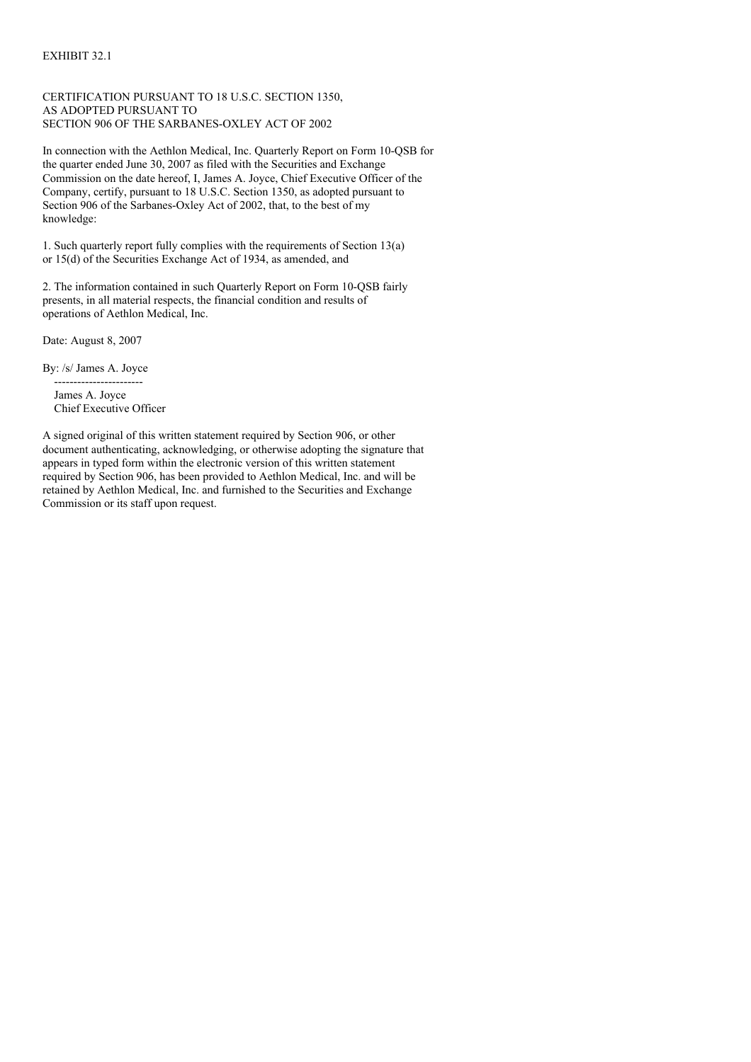EXHIBIT 32.1

CERTIFICATION PURSUANT TO 18 U.S.C. SECTION 1350,
AS ADOPTED PURSUANT TO
SECTION 906 OF THE SARBANES-OXLEY ACT OF 2002

In connection with the Aethlon Medical, Inc. Quarterly Report on Form 10-QSB for the quarter ended June 30, 2007 as filed with the Securities and Exchange Commission on the date hereof, I, James A. Joyce, Chief Executive Officer of the Company, certify, pursuant to 18 U.S.C. Section 1350, as adopted pursuant to Section 906 of the Sarbanes-Oxley Act of 2002, that, to the best of my knowledge:

1. Such quarterly report fully complies with the requirements of Section 13(a) or 15(d) of the Securities Exchange Act of 1934, as amended, and

2. The information contained in such Quarterly Report on Form 10-QSB fairly presents, in all material respects, the financial condition and results of operations of Aethlon Medical, Inc.

Date: August 8, 2007

By: /s/ James A. Joyce
-----------------------
James A. Joyce
Chief Executive Officer

A signed original of this written statement required by Section 906, or other document authenticating, acknowledging, or otherwise adopting the signature that appears in typed form within the electronic version of this written statement required by Section 906, has been provided to Aethlon Medical, Inc. and will be retained by Aethlon Medical, Inc. and furnished to the Securities and Exchange Commission or its staff upon request.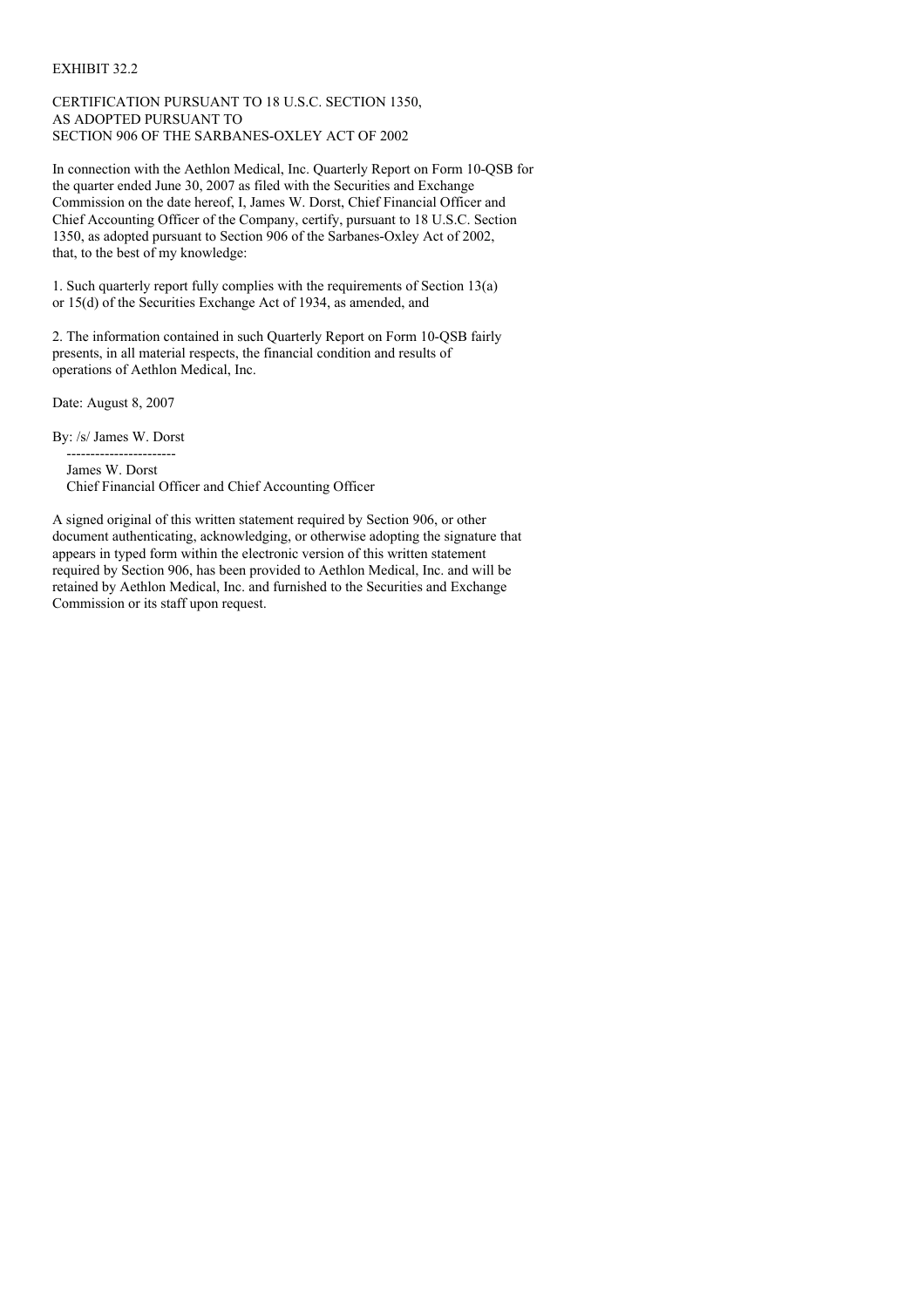EXHIBIT 32.2

CERTIFICATION PURSUANT TO 18 U.S.C. SECTION 1350,
AS ADOPTED PURSUANT TO
SECTION 906 OF THE SARBANES-OXLEY ACT OF 2002

In connection with the Aethlon Medical, Inc. Quarterly Report on Form 10-QSB for the quarter ended June 30, 2007 as filed with the Securities and Exchange Commission on the date hereof, I, James W. Dorst, Chief Financial Officer and Chief Accounting Officer of the Company, certify, pursuant to 18 U.S.C. Section 1350, as adopted pursuant to Section 906 of the Sarbanes-Oxley Act of 2002, that, to the best of my knowledge:

1. Such quarterly report fully complies with the requirements of Section 13(a) or 15(d) of the Securities Exchange Act of 1934, as amended, and

2. The information contained in such Quarterly Report on Form 10-QSB fairly presents, in all material respects, the financial condition and results of operations of Aethlon Medical, Inc.

Date: August 8, 2007

By: /s/ James W. Dorst
-----------------------
James W. Dorst
Chief Financial Officer and Chief Accounting Officer

A signed original of this written statement required by Section 906, or other document authenticating, acknowledging, or otherwise adopting the signature that appears in typed form within the electronic version of this written statement required by Section 906, has been provided to Aethlon Medical, Inc. and will be retained by Aethlon Medical, Inc. and furnished to the Securities and Exchange Commission or its staff upon request.